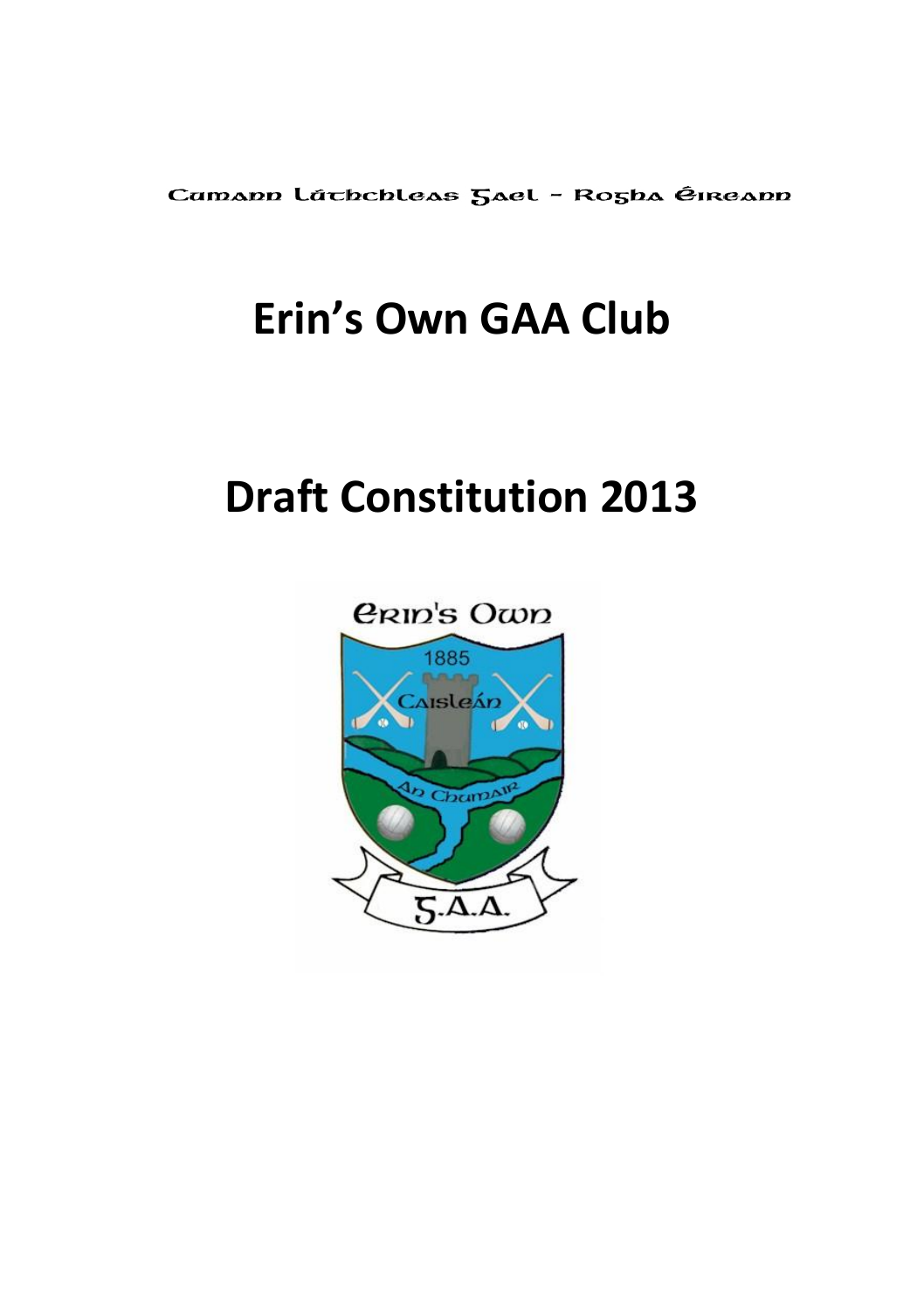Cumann Lúthchleas Gael – Rogha Éireann

# Erin's Own GAA Club

# Draft Constitution 2013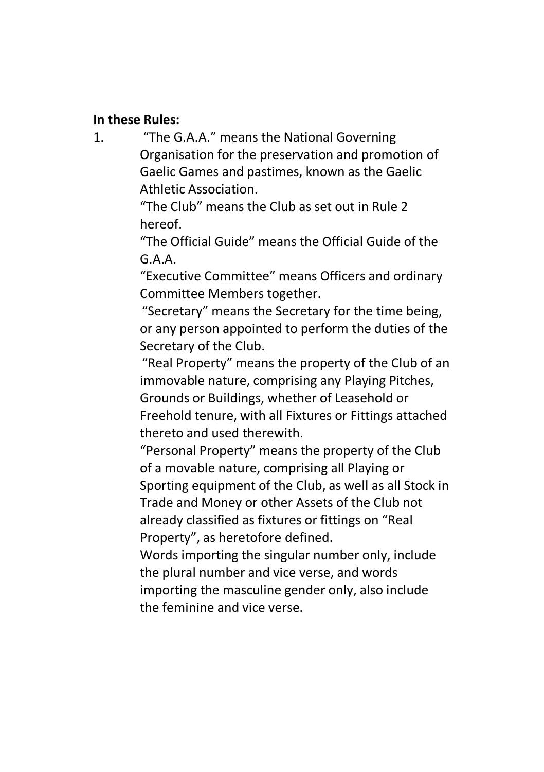**In these Rules:**

1. "The G.A.A." means the National Governing Organisation for the preservation and promotion of Gaelic Games and pastimes, known as the Gaelic Athletic Association.

   "The Club" means the Club as set out in Rule 2 hereof.

   "The Official Guide" means the Official Guide of the G.A.A.

   "Executive Committee" means Officers and ordinary Committee Members together.

   "Secretary" means the Secretary for the time being, or any person appointed to perform the duties of the Secretary of the Club.

   "Real Property" means the property of the Club of an immovable nature, comprising any Playing Pitches, Grounds or Buildings, whether of Leasehold or Freehold tenure, with all Fixtures or Fittings attached thereto and used therewith.

   "Personal Property" means the property of the Club of a movable nature, comprising all Playing or Sporting equipment of the Club, as well as all Stock in Trade and Money or other Assets of the Club not already classified as fixtures or fittings on "Real Property", as heretofore defined.

   Words importing the singular number only, include the plural number and vice verse, and words importing the masculine gender only, also include the feminine and vice verse.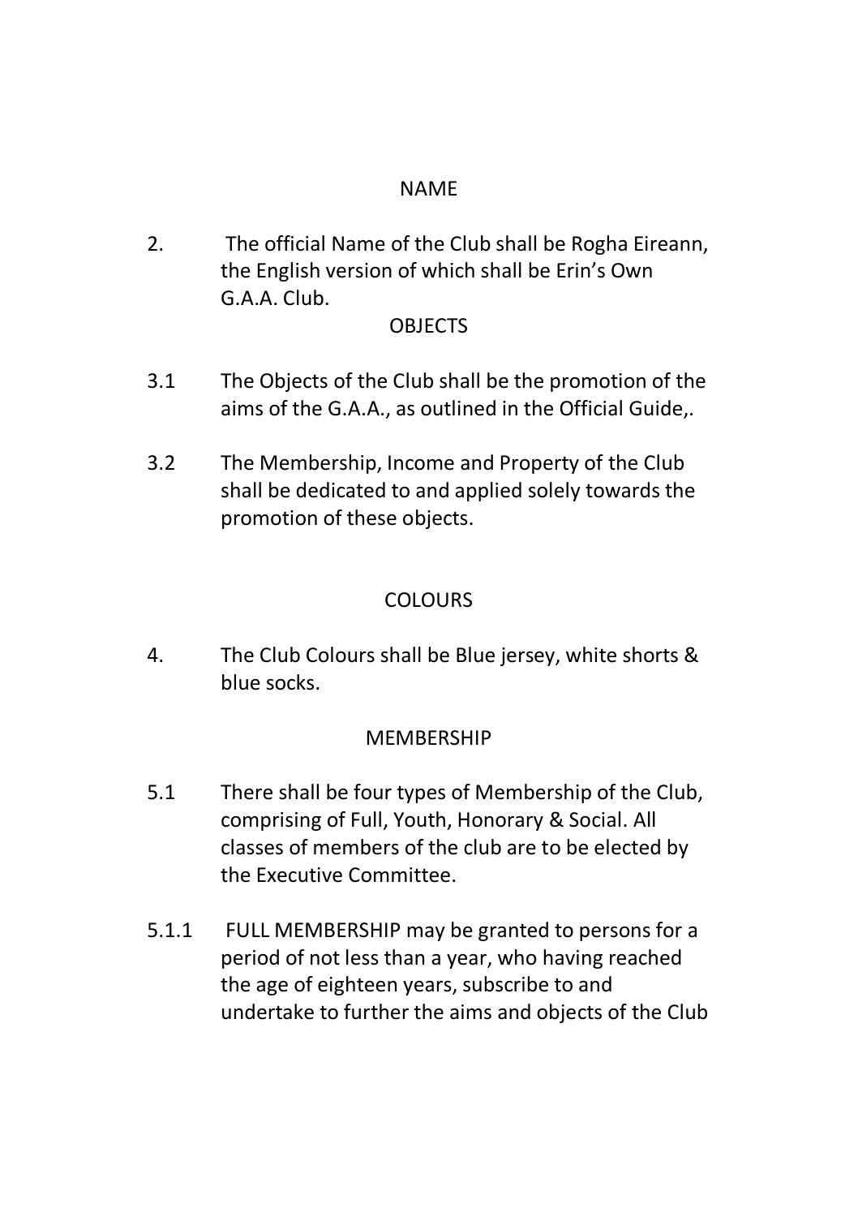## NAME

2. The official Name of the Club shall be Rogha Eireann, the English version of which shall be Erin's Own G.A.A. Club.

## OBJECTS

3.1 The Objects of the Club shall be the promotion of the aims of the G.A.A., as outlined in the Official Guide,.

3.2 The Membership, Income and Property of the Club shall be dedicated to and applied solely towards the promotion of these objects.

## COLOURS

4. The Club Colours shall be Blue jersey, white shorts & blue socks.

## MEMBERSHIP

5.1 There shall be four types of Membership of the Club, comprising of Full, Youth, Honorary & Social. All classes of members of the club are to be elected by the Executive Committee.

5.1.1 FULL MEMBERSHIP may be granted to persons for a period of not less than a year, who having reached the age of eighteen years, subscribe to and undertake to further the aims and objects of the Club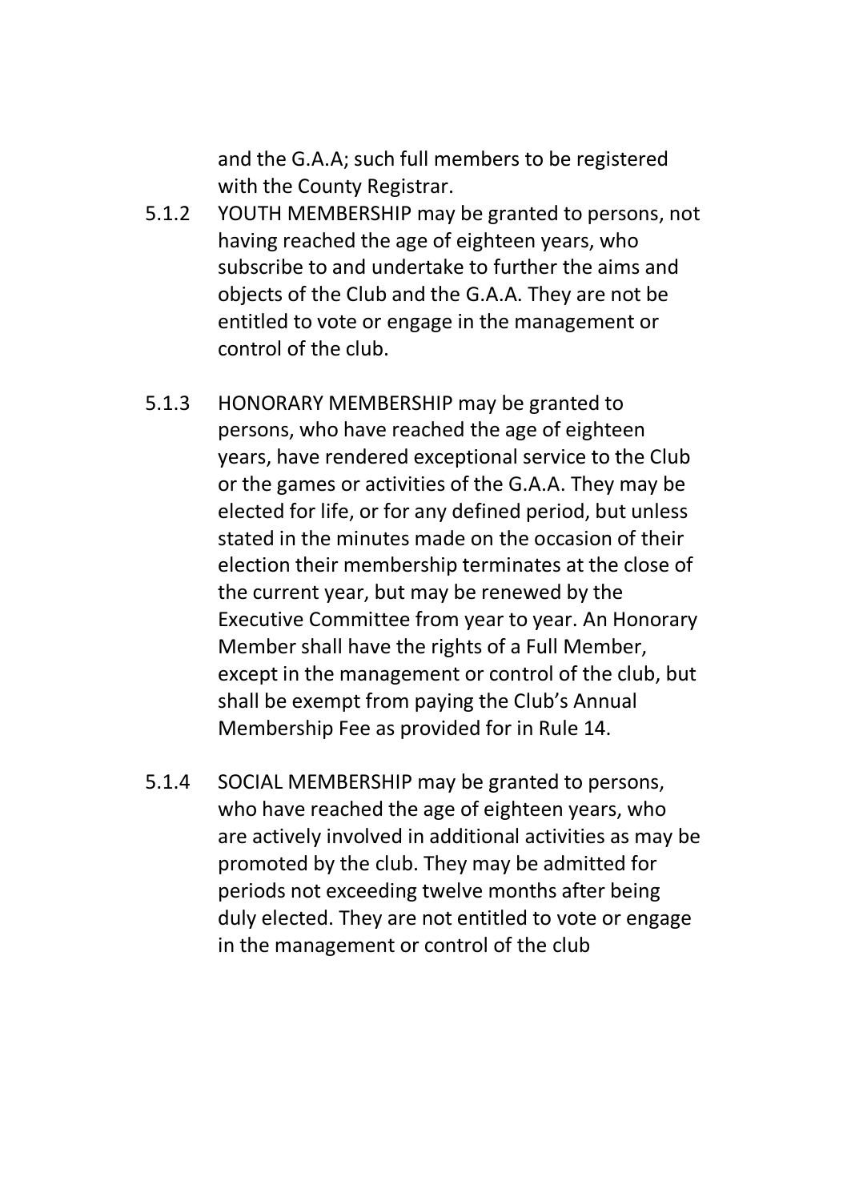and the G.A.A; such full members to be registered with the County Registrar.

5.1.2 YOUTH MEMBERSHIP may be granted to persons, not having reached the age of eighteen years, who subscribe to and undertake to further the aims and objects of the Club and the G.A.A. They are not be entitled to vote or engage in the management or control of the club.

5.1.3 HONORARY MEMBERSHIP may be granted to persons, who have reached the age of eighteen years, have rendered exceptional service to the Club or the games or activities of the G.A.A. They may be elected for life, or for any defined period, but unless stated in the minutes made on the occasion of their election their membership terminates at the close of the current year, but may be renewed by the Executive Committee from year to year. An Honorary Member shall have the rights of a Full Member, except in the management or control of the club, but shall be exempt from paying the Club's Annual Membership Fee as provided for in Rule 14.

5.1.4 SOCIAL MEMBERSHIP may be granted to persons, who have reached the age of eighteen years, who are actively involved in additional activities as may be promoted by the club. They may be admitted for periods not exceeding twelve months after being duly elected. They are not entitled to vote or engage in the management or control of the club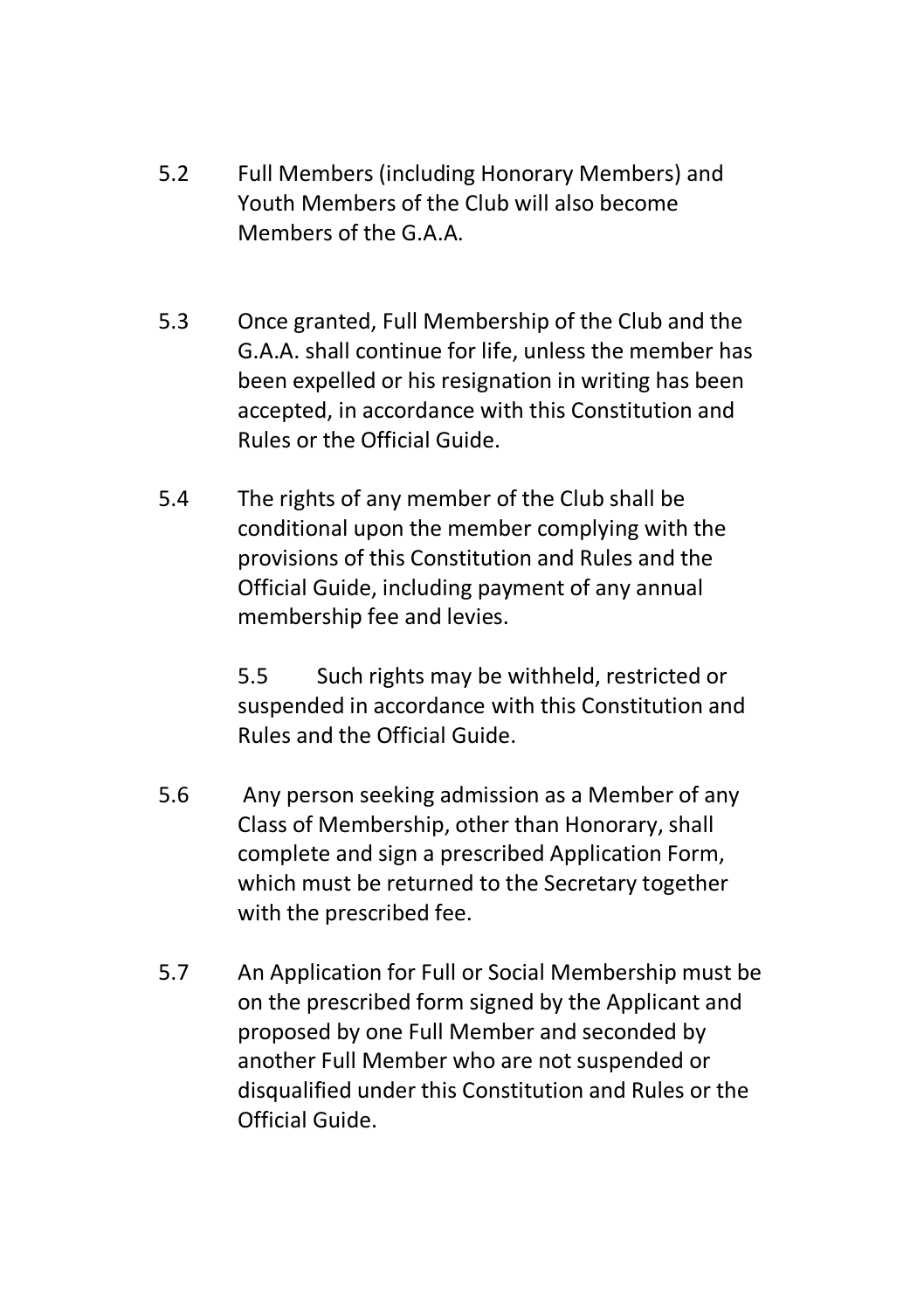5.2 Full Members (including Honorary Members) and Youth Members of the Club will also become Members of the G.A.A.

5.3 Once granted, Full Membership of the Club and the G.A.A. shall continue for life, unless the member has been expelled or his resignation in writing has been accepted, in accordance with this Constitution and Rules or the Official Guide.

5.4 The rights of any member of the Club shall be conditional upon the member complying with the provisions of this Constitution and Rules and the Official Guide, including payment of any annual membership fee and levies.

5.5 Such rights may be withheld, restricted or suspended in accordance with this Constitution and Rules and the Official Guide.

5.6 Any person seeking admission as a Member of any Class of Membership, other than Honorary, shall complete and sign a prescribed Application Form, which must be returned to the Secretary together with the prescribed fee.

5.7 An Application for Full or Social Membership must be on the prescribed form signed by the Applicant and proposed by one Full Member and seconded by another Full Member who are not suspended or disqualified under this Constitution and Rules or the Official Guide.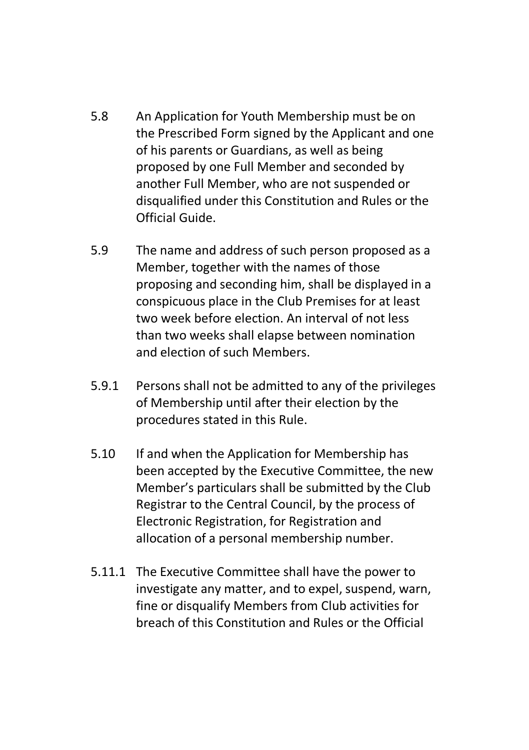5.8 An Application for Youth Membership must be on the Prescribed Form signed by the Applicant and one of his parents or Guardians, as well as being proposed by one Full Member and seconded by another Full Member, who are not suspended or disqualified under this Constitution and Rules or the Official Guide.

5.9 The name and address of such person proposed as a Member, together with the names of those proposing and seconding him, shall be displayed in a conspicuous place in the Club Premises for at least two week before election. An interval of not less than two weeks shall elapse between nomination and election of such Members.

5.9.1 Persons shall not be admitted to any of the privileges of Membership until after their election by the procedures stated in this Rule.

5.10 If and when the Application for Membership has been accepted by the Executive Committee, the new Member's particulars shall be submitted by the Club Registrar to the Central Council, by the process of Electronic Registration, for Registration and allocation of a personal membership number.

5.11.1 The Executive Committee shall have the power to investigate any matter, and to expel, suspend, warn, fine or disqualify Members from Club activities for breach of this Constitution and Rules or the Official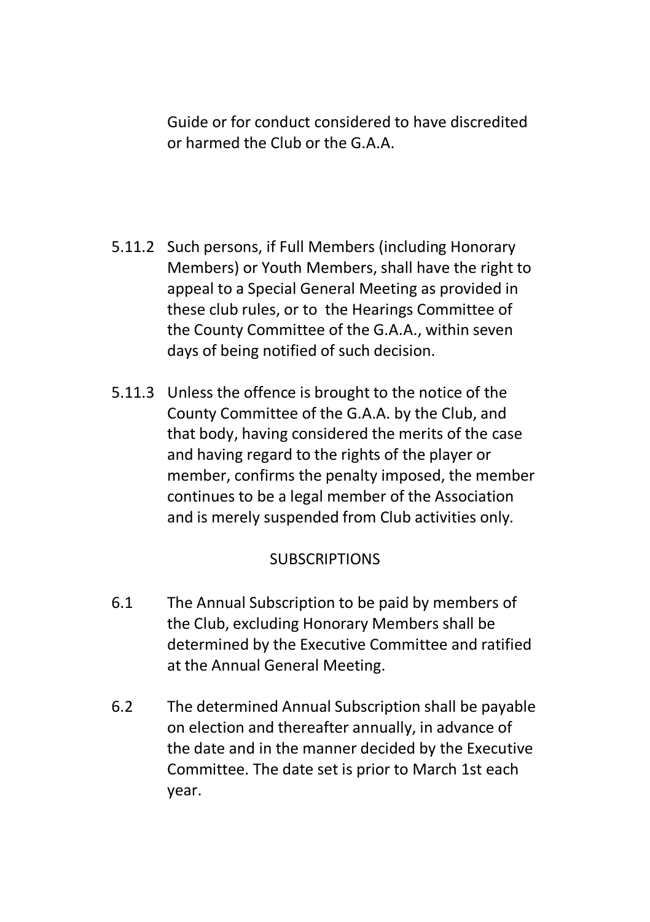Guide or for conduct considered to have discredited or harmed the Club or the G.A.A.

5.11.2 Such persons, if Full Members (including Honorary Members) or Youth Members, shall have the right to appeal to a Special General Meeting as provided in these club rules, or to the Hearings Committee of the County Committee of the G.A.A., within seven days of being notified of such decision.

5.11.3 Unless the offence is brought to the notice of the County Committee of the G.A.A. by the Club, and that body, having considered the merits of the case and having regard to the rights of the player or member, confirms the penalty imposed, the member continues to be a legal member of the Association and is merely suspended from Club activities only.

## SUBSCRIPTIONS

6.1 The Annual Subscription to be paid by members of the Club, excluding Honorary Members shall be determined by the Executive Committee and ratified at the Annual General Meeting.

6.2 The determined Annual Subscription shall be payable on election and thereafter annually, in advance of the date and in the manner decided by the Executive Committee. The date set is prior to March 1st each year.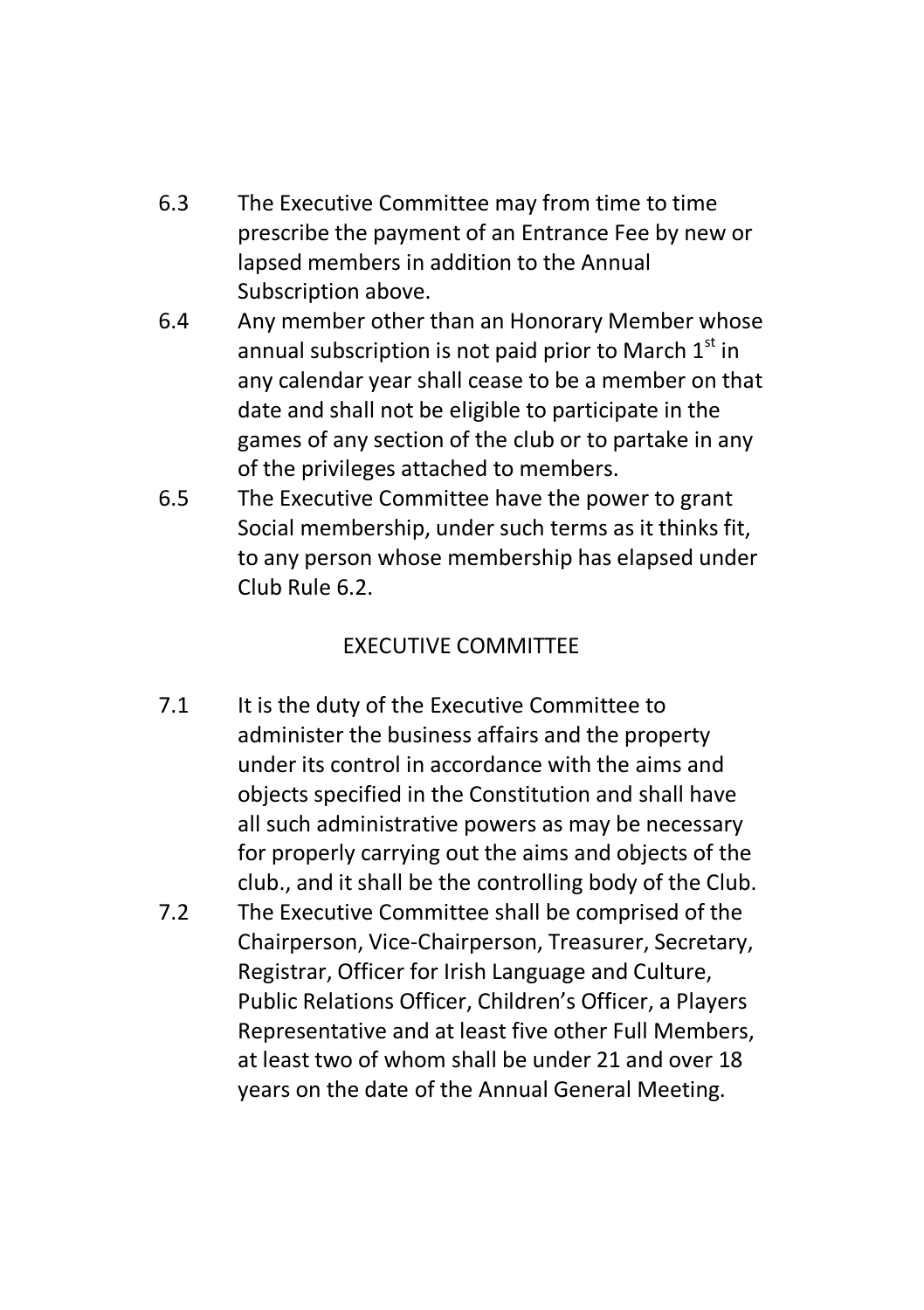6.3 The Executive Committee may from time to time prescribe the payment of an Entrance Fee by new or lapsed members in addition to the Annual Subscription above.

6.4 Any member other than an Honorary Member whose annual subscription is not paid prior to March 1st in any calendar year shall cease to be a member on that date and shall not be eligible to participate in the games of any section of the club or to partake in any of the privileges attached to members.

6.5 The Executive Committee have the power to grant Social membership, under such terms as it thinks fit, to any person whose membership has elapsed under Club Rule 6.2.

## EXECUTIVE COMMITTEE

7.1 It is the duty of the Executive Committee to administer the business affairs and the property under its control in accordance with the aims and objects specified in the Constitution and shall have all such administrative powers as may be necessary for properly carrying out the aims and objects of the club., and it shall be the controlling body of the Club.

7.2 The Executive Committee shall be comprised of the Chairperson, Vice-Chairperson, Treasurer, Secretary, Registrar, Officer for Irish Language and Culture, Public Relations Officer, Children's Officer, a Players Representative and at least five other Full Members, at least two of whom shall be under 21 and over 18 years on the date of the Annual General Meeting.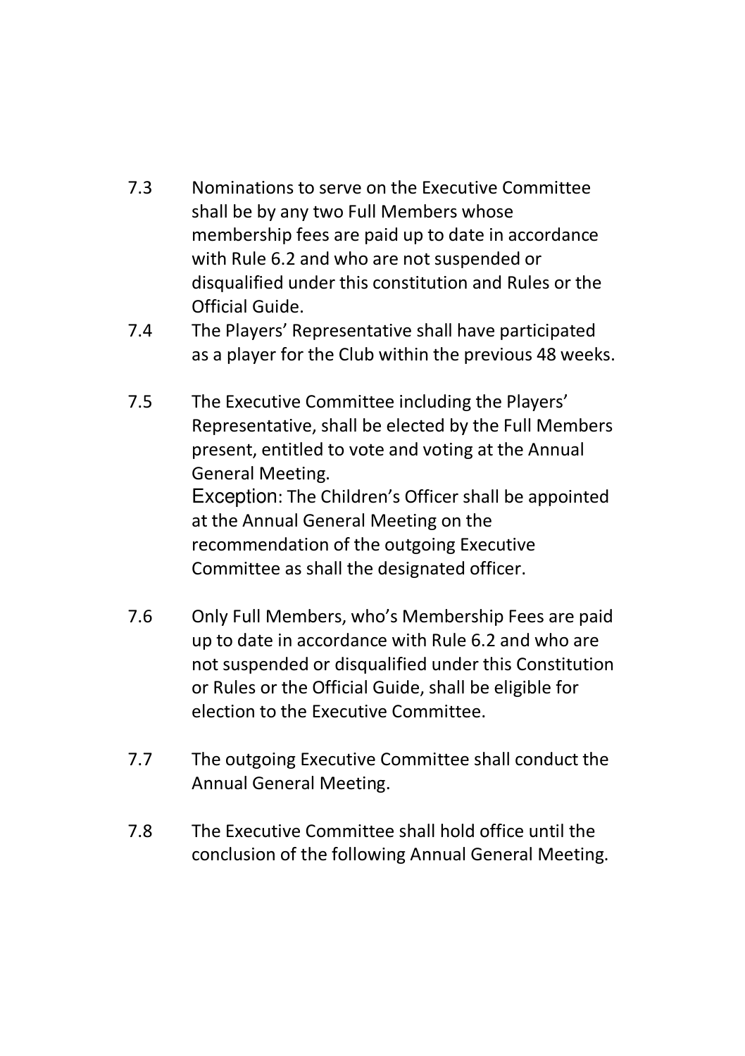7.3 Nominations to serve on the Executive Committee shall be by any two Full Members whose membership fees are paid up to date in accordance with Rule 6.2 and who are not suspended or disqualified under this constitution and Rules or the Official Guide.

7.4 The Players' Representative shall have participated as a player for the Club within the previous 48 weeks.

7.5 The Executive Committee including the Players' Representative, shall be elected by the Full Members present, entitled to vote and voting at the Annual General Meeting.
Exception: The Children's Officer shall be appointed at the Annual General Meeting on the recommendation of the outgoing Executive Committee as shall the designated officer.

7.6 Only Full Members, who's Membership Fees are paid up to date in accordance with Rule 6.2 and who are not suspended or disqualified under this Constitution or Rules or the Official Guide, shall be eligible for election to the Executive Committee.

7.7 The outgoing Executive Committee shall conduct the Annual General Meeting.

7.8 The Executive Committee shall hold office until the conclusion of the following Annual General Meeting.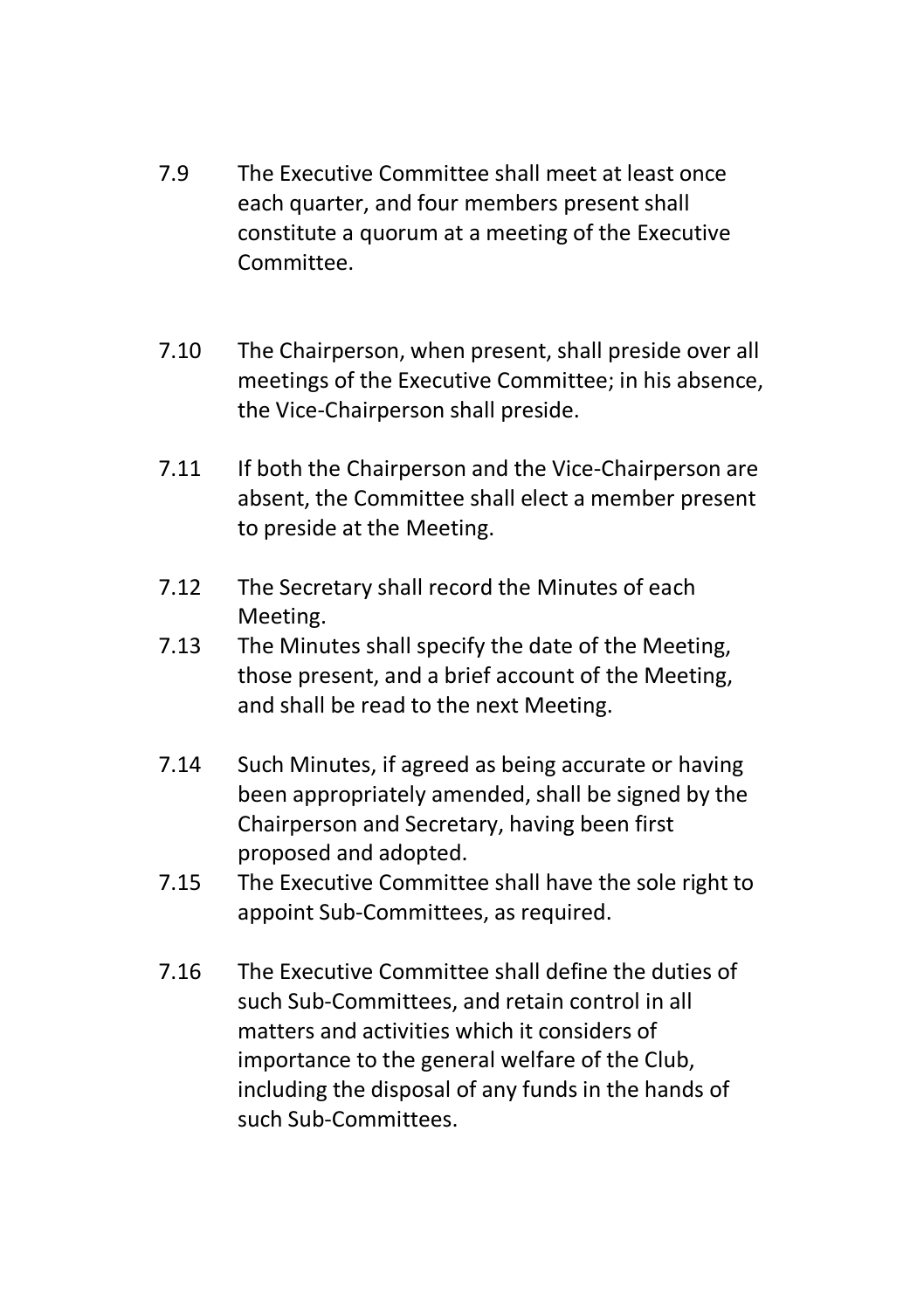7.9 The Executive Committee shall meet at least once each quarter, and four members present shall constitute a quorum at a meeting of the Executive Committee.

7.10 The Chairperson, when present, shall preside over all meetings of the Executive Committee; in his absence, the Vice-Chairperson shall preside.

7.11 If both the Chairperson and the Vice-Chairperson are absent, the Committee shall elect a member present to preside at the Meeting.

7.12 The Secretary shall record the Minutes of each Meeting.

7.13 The Minutes shall specify the date of the Meeting, those present, and a brief account of the Meeting, and shall be read to the next Meeting.

7.14 Such Minutes, if agreed as being accurate or having been appropriately amended, shall be signed by the Chairperson and Secretary, having been first proposed and adopted.

7.15 The Executive Committee shall have the sole right to appoint Sub-Committees, as required.

7.16 The Executive Committee shall define the duties of such Sub-Committees, and retain control in all matters and activities which it considers of importance to the general welfare of the Club, including the disposal of any funds in the hands of such Sub-Committees.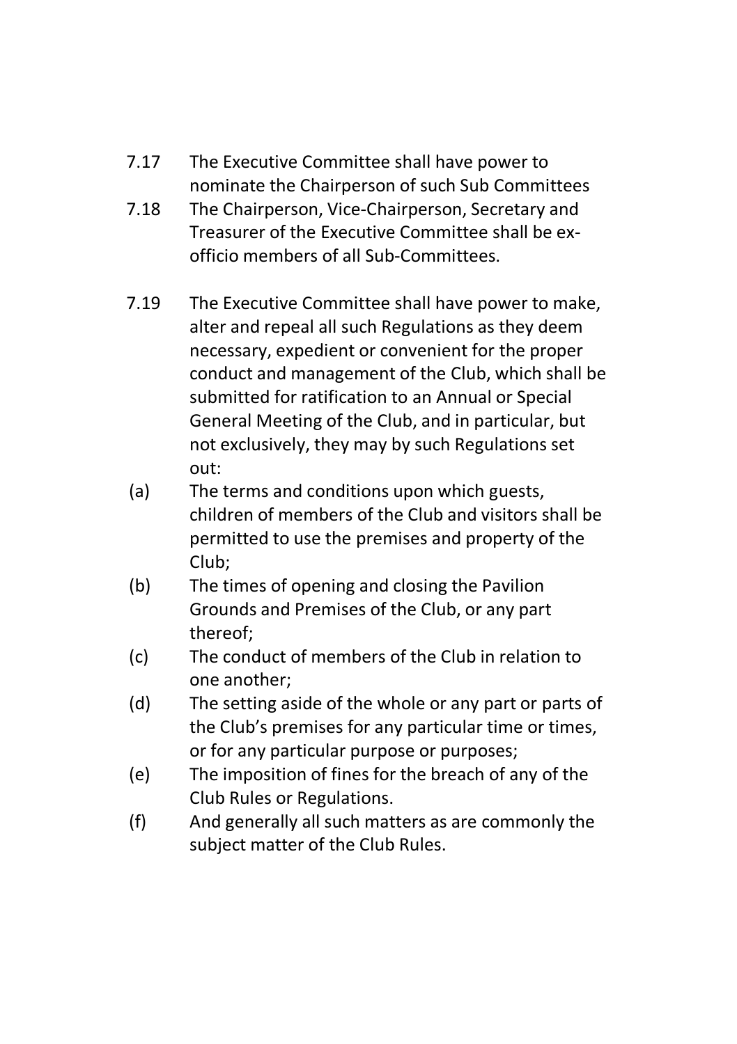7.17 The Executive Committee shall have power to nominate the Chairperson of such Sub Committees

7.18 The Chairperson, Vice-Chairperson, Secretary and Treasurer of the Executive Committee shall be ex-officio members of all Sub-Committees.

7.19 The Executive Committee shall have power to make, alter and repeal all such Regulations as they deem necessary, expedient or convenient for the proper conduct and management of the Club, which shall be submitted for ratification to an Annual or Special General Meeting of the Club, and in particular, but not exclusively, they may by such Regulations set out:

(a) The terms and conditions upon which guests, children of members of the Club and visitors shall be permitted to use the premises and property of the Club;

(b) The times of opening and closing the Pavilion Grounds and Premises of the Club, or any part thereof;

(c) The conduct of members of the Club in relation to one another;

(d) The setting aside of the whole or any part or parts of the Club's premises for any particular time or times, or for any particular purpose or purposes;

(e) The imposition of fines for the breach of any of the Club Rules or Regulations.

(f) And generally all such matters as are commonly the subject matter of the Club Rules.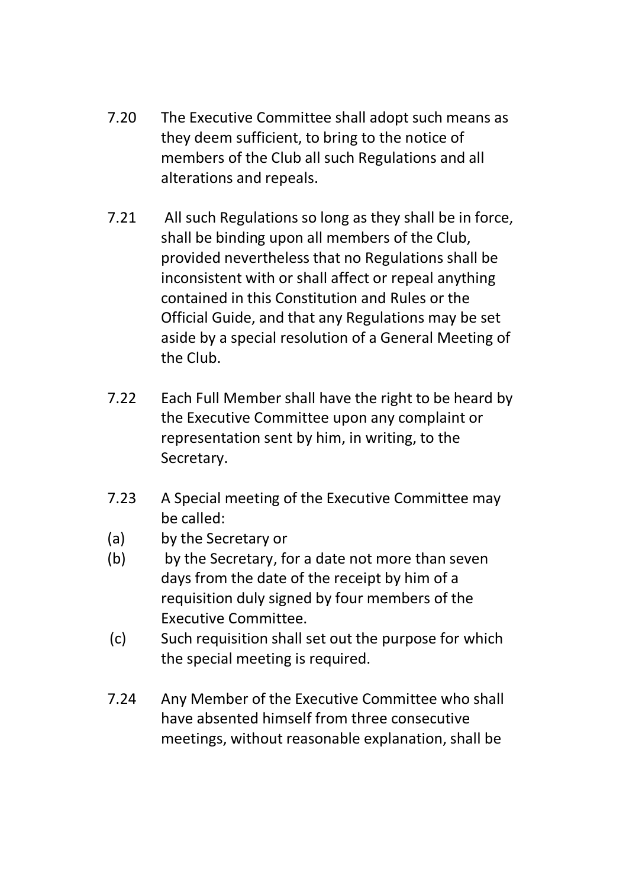7.20 The Executive Committee shall adopt such means as they deem sufficient, to bring to the notice of members of the Club all such Regulations and all alterations and repeals.

7.21 All such Regulations so long as they shall be in force, shall be binding upon all members of the Club, provided nevertheless that no Regulations shall be inconsistent with or shall affect or repeal anything contained in this Constitution and Rules or the Official Guide, and that any Regulations may be set aside by a special resolution of a General Meeting of the Club.

7.22 Each Full Member shall have the right to be heard by the Executive Committee upon any complaint or representation sent by him, in writing, to the Secretary.

7.23 A Special meeting of the Executive Committee may be called:

(a) by the Secretary or

(b) by the Secretary, for a date not more than seven days from the date of the receipt by him of a requisition duly signed by four members of the Executive Committee.

(c) Such requisition shall set out the purpose for which the special meeting is required.

7.24 Any Member of the Executive Committee who shall have absented himself from three consecutive meetings, without reasonable explanation, shall be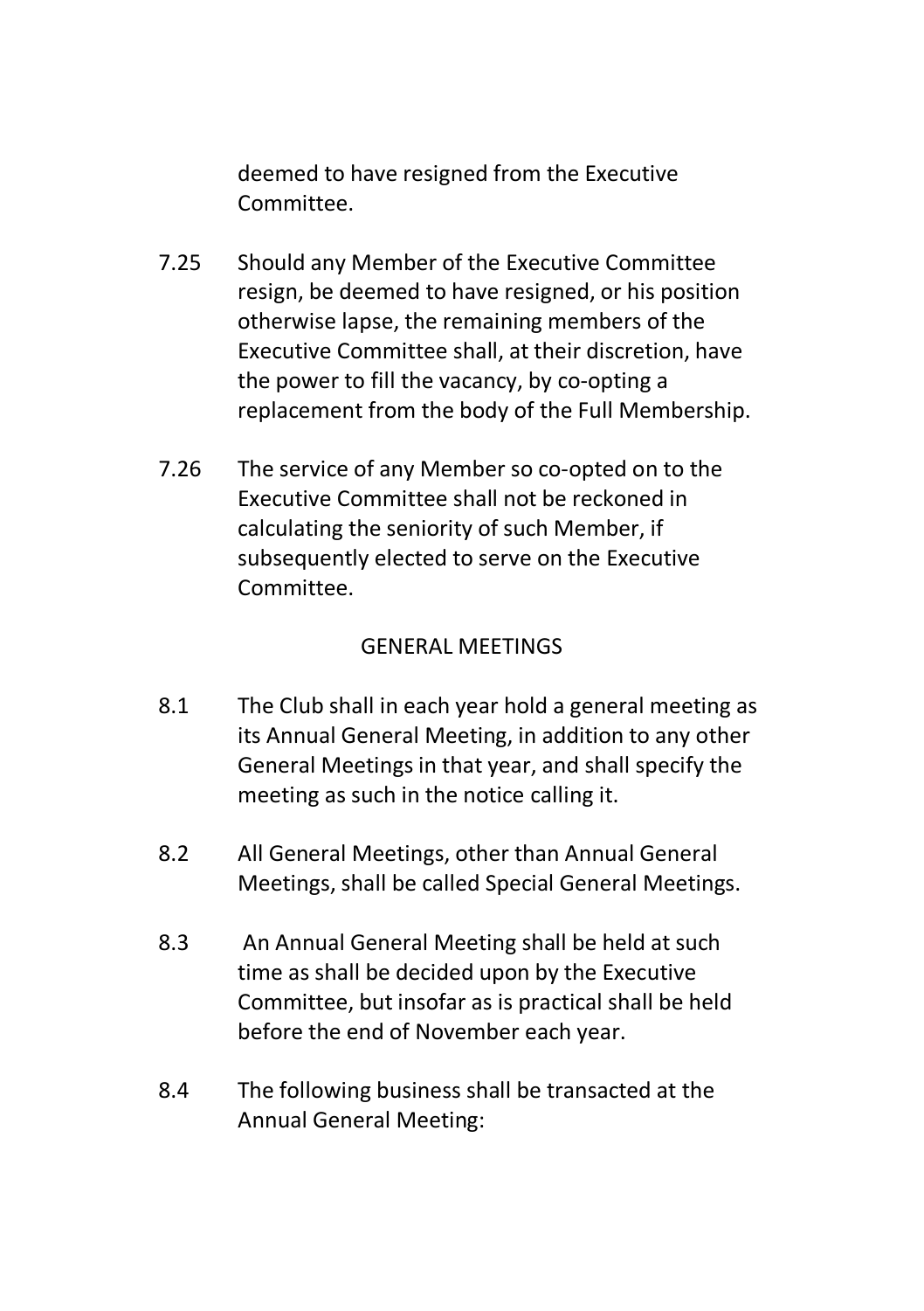deemed to have resigned from the Executive Committee.

7.25 Should any Member of the Executive Committee resign, be deemed to have resigned, or his position otherwise lapse, the remaining members of the Executive Committee shall, at their discretion, have the power to fill the vacancy, by co-opting a replacement from the body of the Full Membership.

7.26 The service of any Member so co-opted on to the Executive Committee shall not be reckoned in calculating the seniority of such Member, if subsequently elected to serve on the Executive Committee.

## GENERAL MEETINGS

8.1 The Club shall in each year hold a general meeting as its Annual General Meeting, in addition to any other General Meetings in that year, and shall specify the meeting as such in the notice calling it.

8.2 All General Meetings, other than Annual General Meetings, shall be called Special General Meetings.

8.3 An Annual General Meeting shall be held at such time as shall be decided upon by the Executive Committee, but insofar as is practical shall be held before the end of November each year.

8.4 The following business shall be transacted at the Annual General Meeting: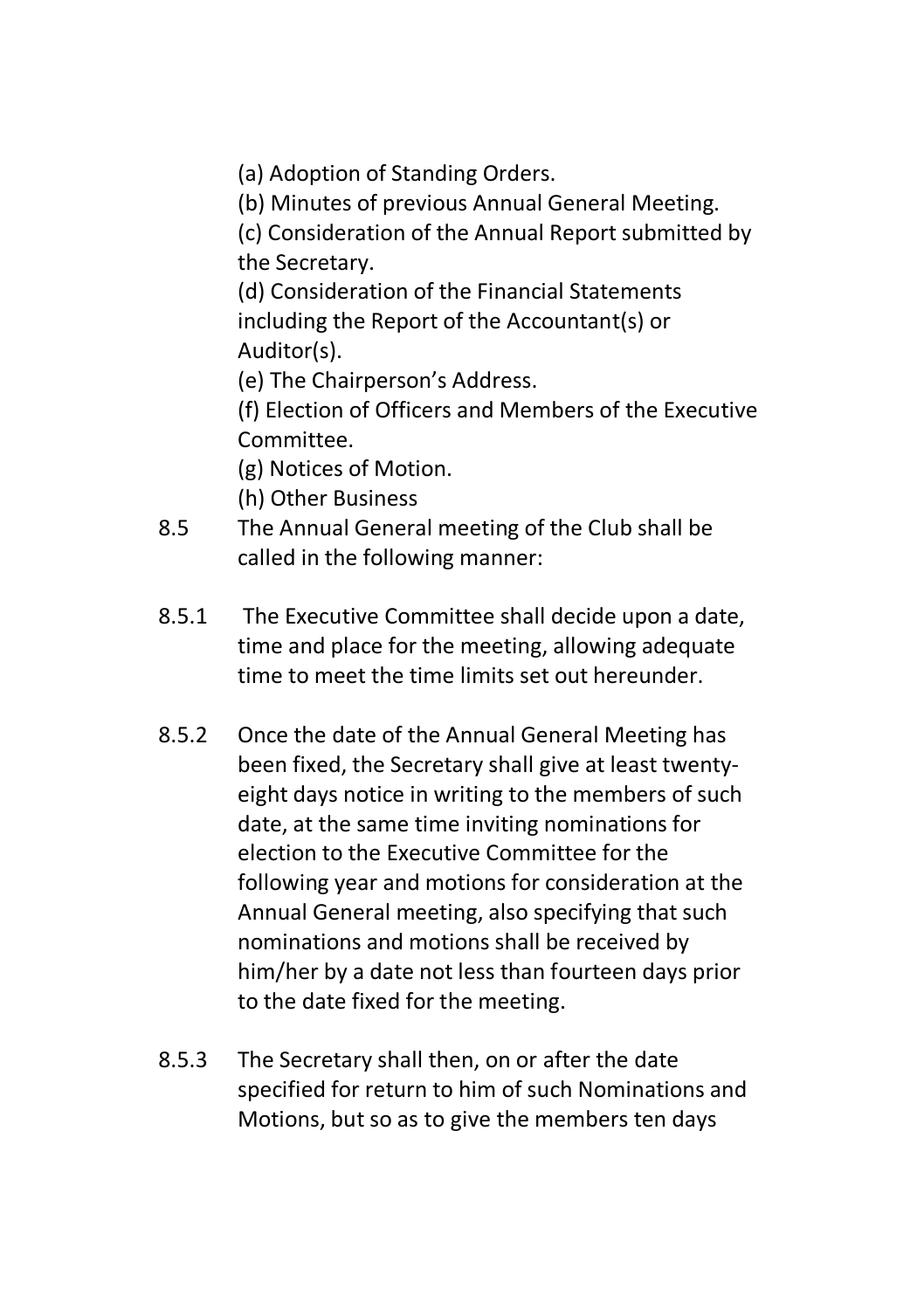(a) Adoption of Standing Orders.
(b) Minutes of previous Annual General Meeting.
(c) Consideration of the Annual Report submitted by the Secretary.
(d) Consideration of the Financial Statements including the Report of the Accountant(s) or Auditor(s).
(e) The Chairperson's Address.
(f) Election of Officers and Members of the Executive Committee.
(g) Notices of Motion.
(h) Other Business

8.5 The Annual General meeting of the Club shall be called in the following manner:

8.5.1 The Executive Committee shall decide upon a date, time and place for the meeting, allowing adequate time to meet the time limits set out hereunder.

8.5.2 Once the date of the Annual General Meeting has been fixed, the Secretary shall give at least twenty-eight days notice in writing to the members of such date, at the same time inviting nominations for election to the Executive Committee for the following year and motions for consideration at the Annual General meeting, also specifying that such nominations and motions shall be received by him/her by a date not less than fourteen days prior to the date fixed for the meeting.

8.5.3 The Secretary shall then, on or after the date specified for return to him of such Nominations and Motions, but so as to give the members ten days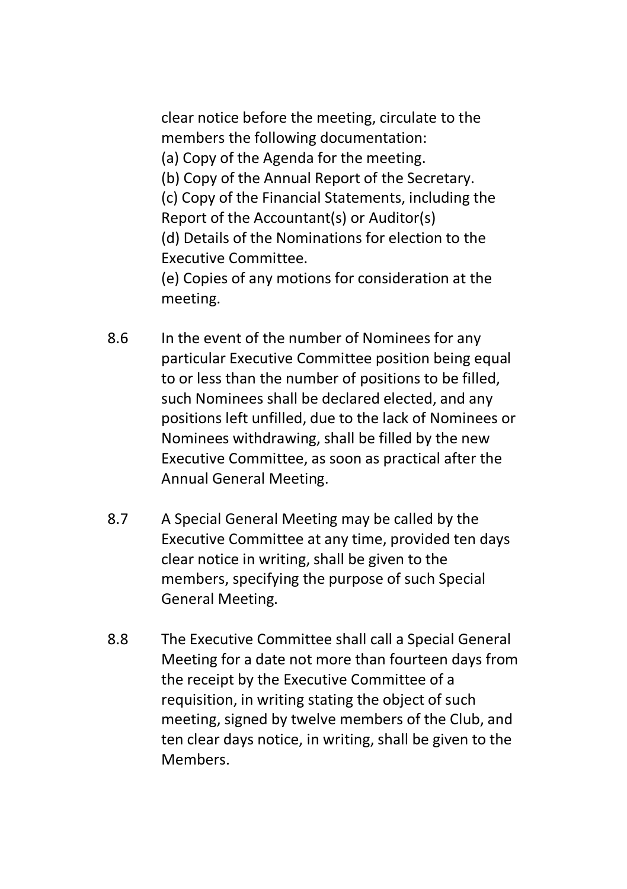clear notice before the meeting, circulate to the members the following documentation:

(a) Copy of the Agenda for the meeting.
(b) Copy of the Annual Report of the Secretary.
(c) Copy of the Financial Statements, including the Report of the Accountant(s) or Auditor(s)
(d) Details of the Nominations for election to the Executive Committee.
(e) Copies of any motions for consideration at the meeting.

8.6 In the event of the number of Nominees for any particular Executive Committee position being equal to or less than the number of positions to be filled, such Nominees shall be declared elected, and any positions left unfilled, due to the lack of Nominees or Nominees withdrawing, shall be filled by the new Executive Committee, as soon as practical after the Annual General Meeting.

8.7 A Special General Meeting may be called by the Executive Committee at any time, provided ten days clear notice in writing, shall be given to the members, specifying the purpose of such Special General Meeting.

8.8 The Executive Committee shall call a Special General Meeting for a date not more than fourteen days from the receipt by the Executive Committee of a requisition, in writing stating the object of such meeting, signed by twelve members of the Club, and ten clear days notice, in writing, shall be given to the Members.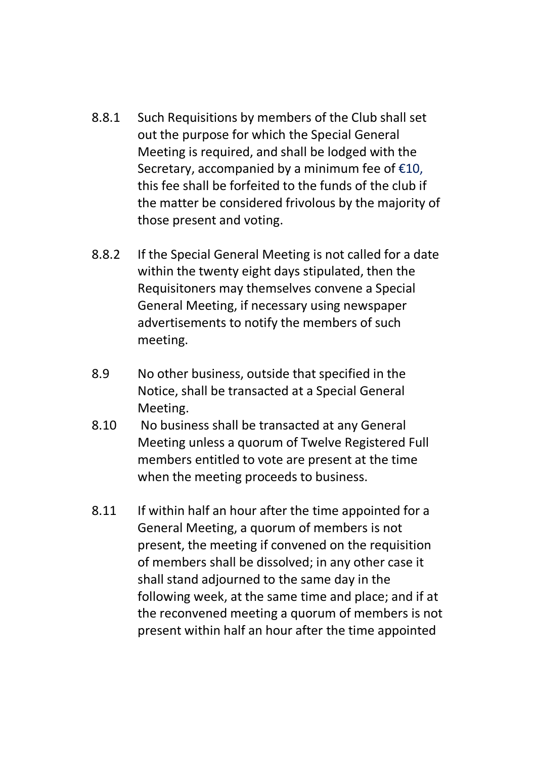8.8.1 Such Requisitions by members of the Club shall set out the purpose for which the Special General Meeting is required, and shall be lodged with the Secretary, accompanied by a minimum fee of €10, this fee shall be forfeited to the funds of the club if the matter be considered frivolous by the majority of those present and voting.

8.8.2 If the Special General Meeting is not called for a date within the twenty eight days stipulated, then the Requisitoners may themselves convene a Special General Meeting, if necessary using newspaper advertisements to notify the members of such meeting.

8.9 No other business, outside that specified in the Notice, shall be transacted at a Special General Meeting.

8.10 No business shall be transacted at any General Meeting unless a quorum of Twelve Registered Full members entitled to vote are present at the time when the meeting proceeds to business.

8.11 If within half an hour after the time appointed for a General Meeting, a quorum of members is not present, the meeting if convened on the requisition of members shall be dissolved; in any other case it shall stand adjourned to the same day in the following week, at the same time and place; and if at the reconvened meeting a quorum of members is not present within half an hour after the time appointed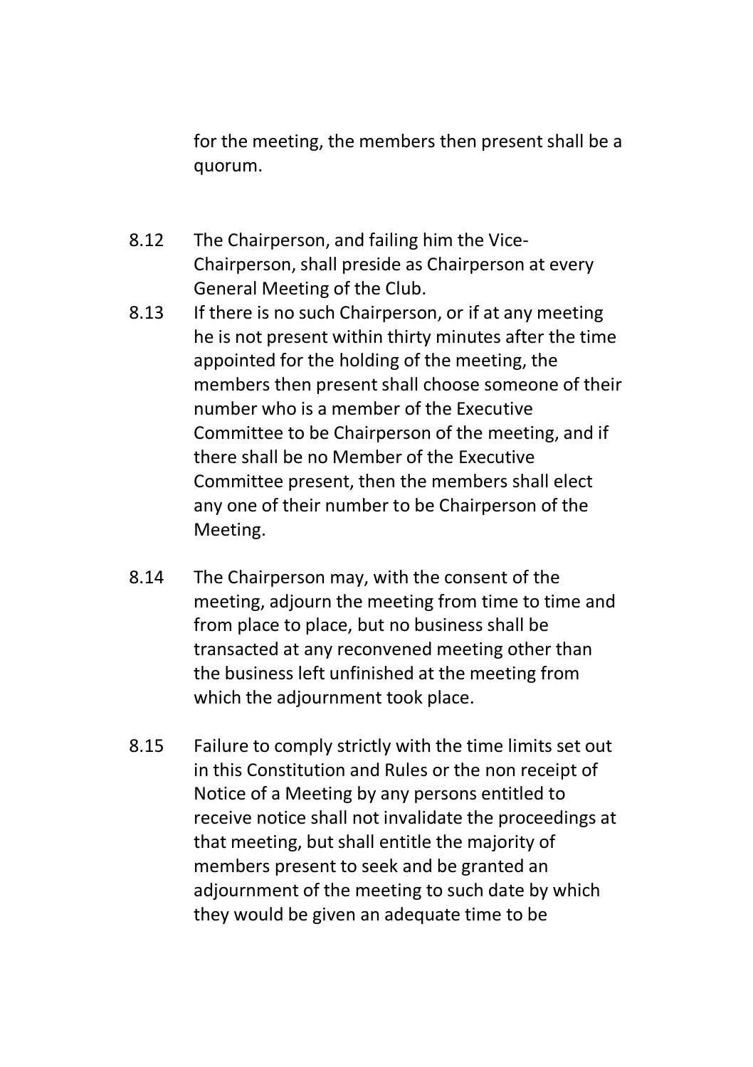for the meeting, the members then present shall be a quorum.

8.12 The Chairperson, and failing him the Vice-Chairperson, shall preside as Chairperson at every General Meeting of the Club.

8.13 If there is no such Chairperson, or if at any meeting he is not present within thirty minutes after the time appointed for the holding of the meeting, the members then present shall choose someone of their number who is a member of the Executive Committee to be Chairperson of the meeting, and if there shall be no Member of the Executive Committee present, then the members shall elect any one of their number to be Chairperson of the Meeting.

8.14 The Chairperson may, with the consent of the meeting, adjourn the meeting from time to time and from place to place, but no business shall be transacted at any reconvened meeting other than the business left unfinished at the meeting from which the adjournment took place.

8.15 Failure to comply strictly with the time limits set out in this Constitution and Rules or the non receipt of Notice of a Meeting by any persons entitled to receive notice shall not invalidate the proceedings at that meeting, but shall entitle the majority of members present to seek and be granted an adjournment of the meeting to such date by which they would be given an adequate time to be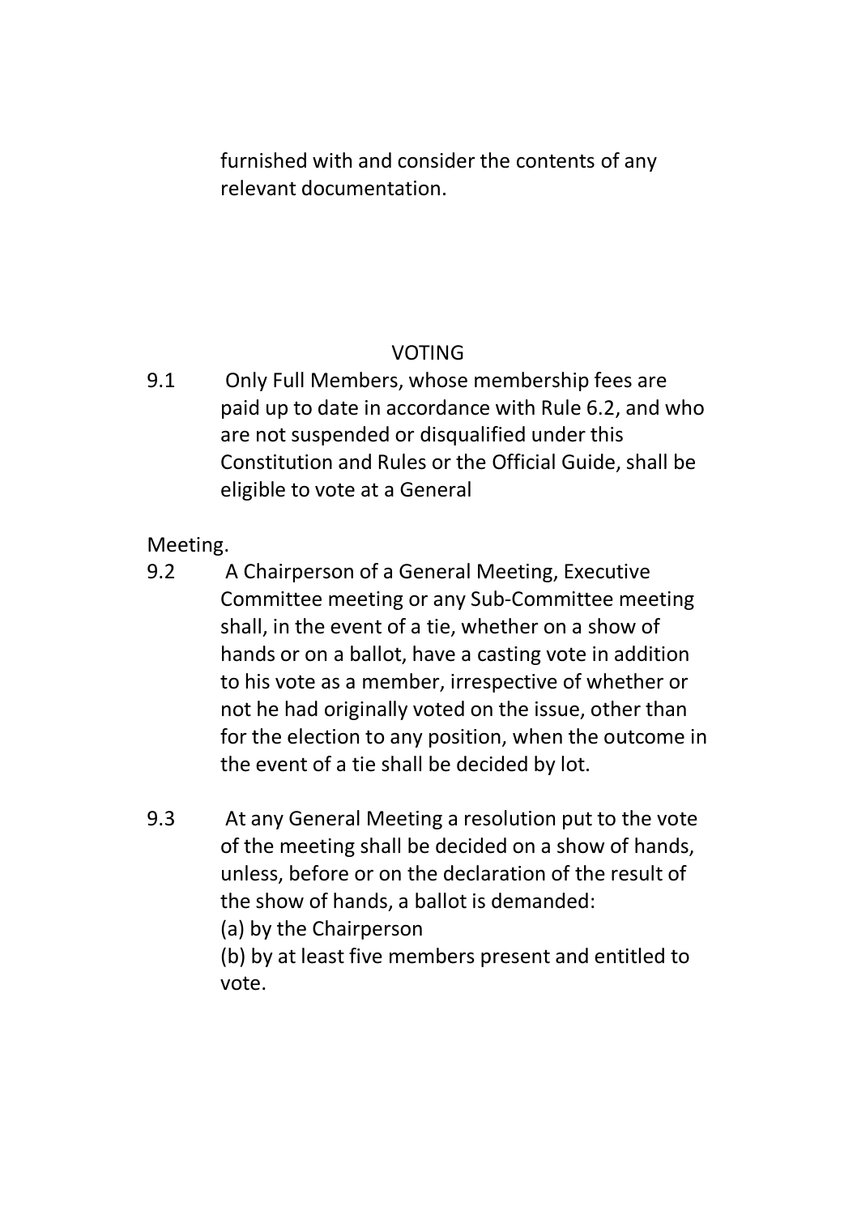furnished with and consider the contents of any relevant documentation.

## VOTING

9.1 Only Full Members, whose membership fees are paid up to date in accordance with Rule 6.2, and who are not suspended or disqualified under this Constitution and Rules or the Official Guide, shall be eligible to vote at a General Meeting.

9.2 A Chairperson of a General Meeting, Executive Committee meeting or any Sub-Committee meeting shall, in the event of a tie, whether on a show of hands or on a ballot, have a casting vote in addition to his vote as a member, irrespective of whether or not he had originally voted on the issue, other than for the election to any position, when the outcome in the event of a tie shall be decided by lot.

9.3 At any General Meeting a resolution put to the vote of the meeting shall be decided on a show of hands, unless, before or on the declaration of the result of the show of hands, a ballot is demanded:

(a) by the Chairperson

(b) by at least five members present and entitled to vote.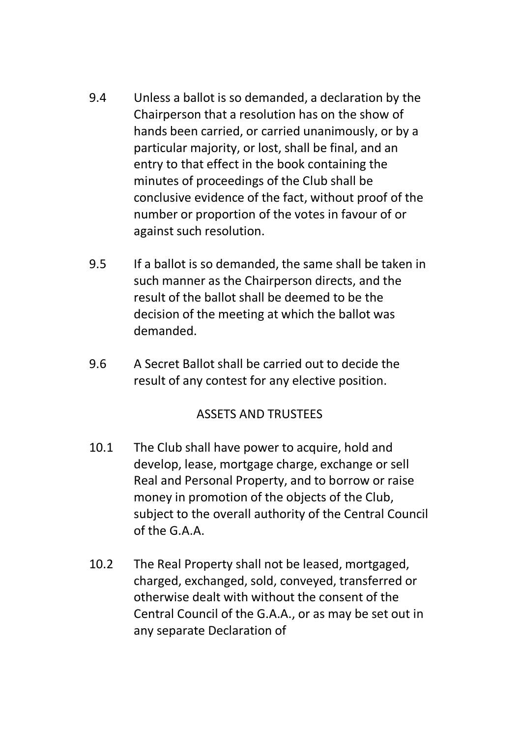9.4 Unless a ballot is so demanded, a declaration by the Chairperson that a resolution has on the show of hands been carried, or carried unanimously, or by a particular majority, or lost, shall be final, and an entry to that effect in the book containing the minutes of proceedings of the Club shall be conclusive evidence of the fact, without proof of the number or proportion of the votes in favour of or against such resolution.

9.5 If a ballot is so demanded, the same shall be taken in such manner as the Chairperson directs, and the result of the ballot shall be deemed to be the decision of the meeting at which the ballot was demanded.

9.6 A Secret Ballot shall be carried out to decide the result of any contest for any elective position.

## ASSETS AND TRUSTEES

10.1 The Club shall have power to acquire, hold and develop, lease, mortgage charge, exchange or sell Real and Personal Property, and to borrow or raise money in promotion of the objects of the Club, subject to the overall authority of the Central Council of the G.A.A.

10.2 The Real Property shall not be leased, mortgaged, charged, exchanged, sold, conveyed, transferred or otherwise dealt with without the consent of the Central Council of the G.A.A., or as may be set out in any separate Declaration of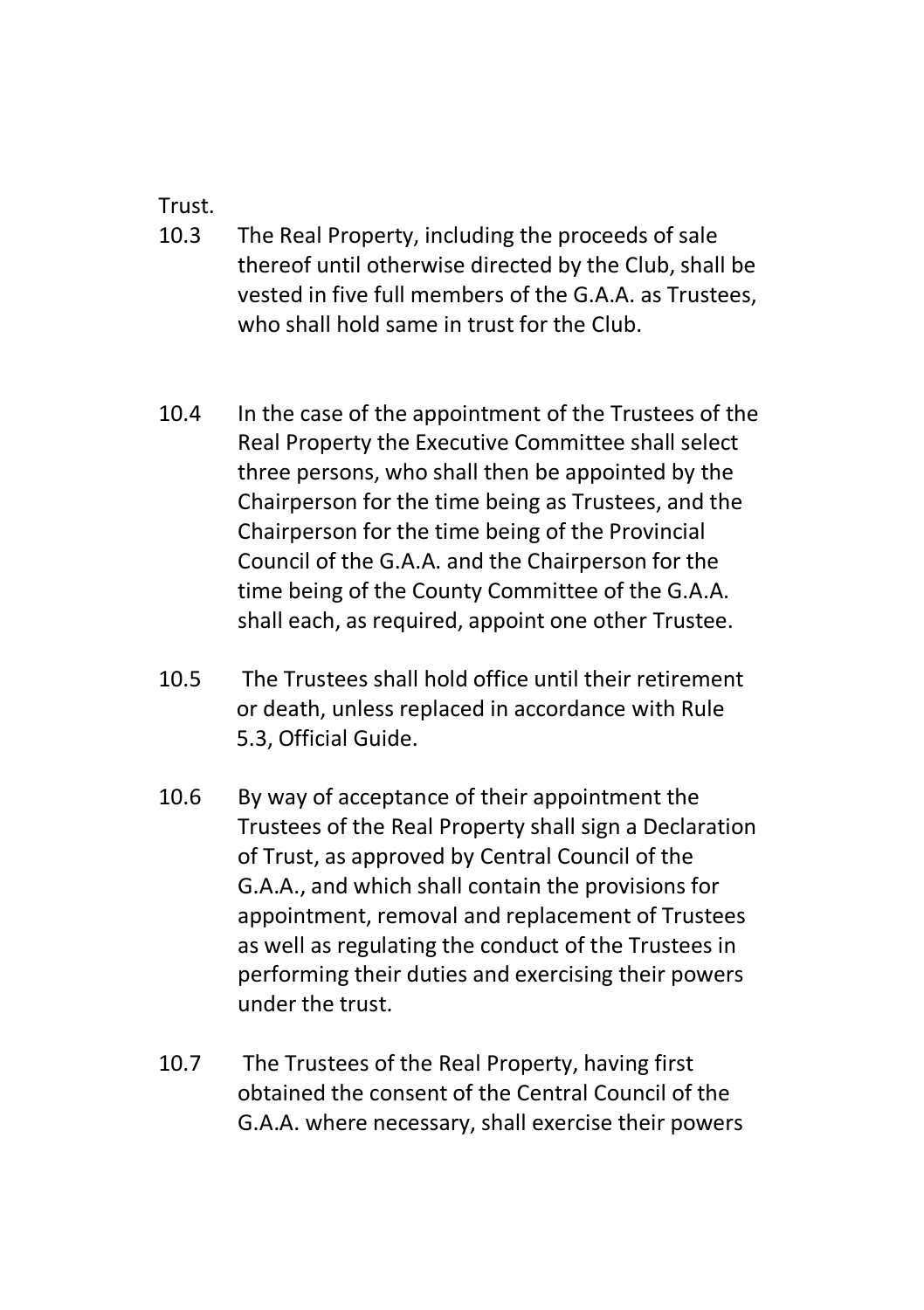Trust.

10.3 The Real Property, including the proceeds of sale thereof until otherwise directed by the Club, shall be vested in five full members of the G.A.A. as Trustees, who shall hold same in trust for the Club.

10.4 In the case of the appointment of the Trustees of the Real Property the Executive Committee shall select three persons, who shall then be appointed by the Chairperson for the time being as Trustees, and the Chairperson for the time being of the Provincial Council of the G.A.A. and the Chairperson for the time being of the County Committee of the G.A.A. shall each, as required, appoint one other Trustee.

10.5 The Trustees shall hold office until their retirement or death, unless replaced in accordance with Rule 5.3, Official Guide.

10.6 By way of acceptance of their appointment the Trustees of the Real Property shall sign a Declaration of Trust, as approved by Central Council of the G.A.A., and which shall contain the provisions for appointment, removal and replacement of Trustees as well as regulating the conduct of the Trustees in performing their duties and exercising their powers under the trust.

10.7 The Trustees of the Real Property, having first obtained the consent of the Central Council of the G.A.A. where necessary, shall exercise their powers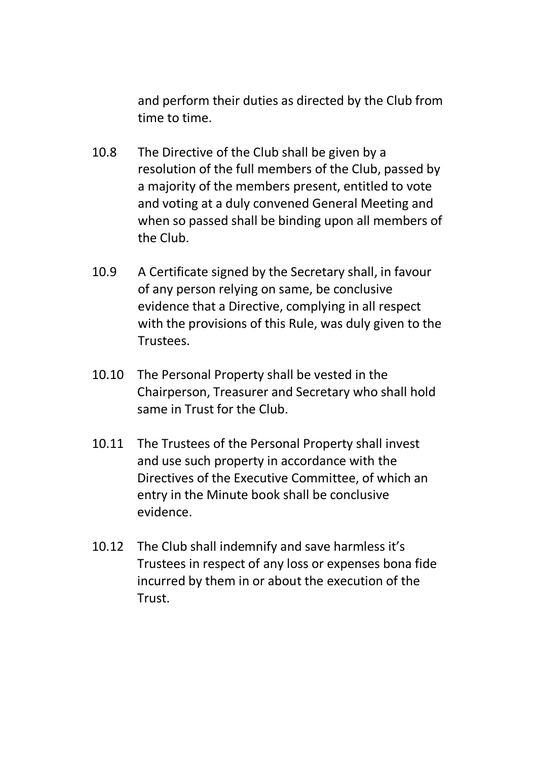and perform their duties as directed by the Club from time to time.

10.8 The Directive of the Club shall be given by a resolution of the full members of the Club, passed by a majority of the members present, entitled to vote and voting at a duly convened General Meeting and when so passed shall be binding upon all members of the Club.

10.9 A Certificate signed by the Secretary shall, in favour of any person relying on same, be conclusive evidence that a Directive, complying in all respect with the provisions of this Rule, was duly given to the Trustees.

10.10 The Personal Property shall be vested in the Chairperson, Treasurer and Secretary who shall hold same in Trust for the Club.

10.11 The Trustees of the Personal Property shall invest and use such property in accordance with the Directives of the Executive Committee, of which an entry in the Minute book shall be conclusive evidence.

10.12 The Club shall indemnify and save harmless it's Trustees in respect of any loss or expenses bona fide incurred by them in or about the execution of the Trust.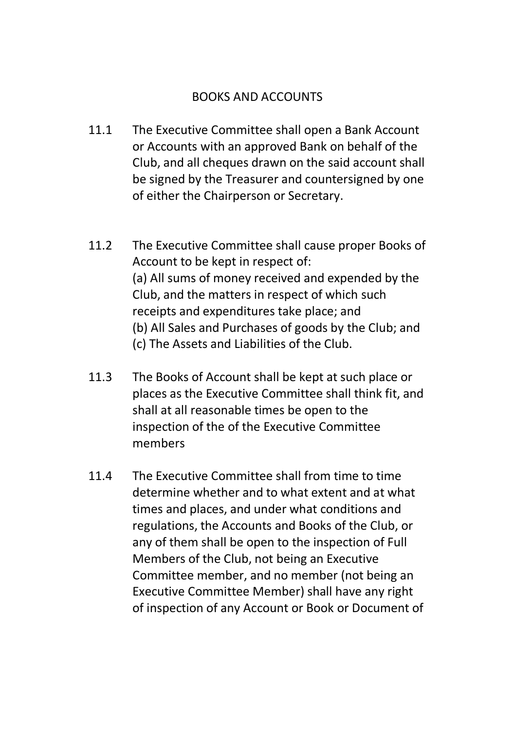## BOOKS AND ACCOUNTS

11.1 The Executive Committee shall open a Bank Account or Accounts with an approved Bank on behalf of the Club, and all cheques drawn on the said account shall be signed by the Treasurer and countersigned by one of either the Chairperson or Secretary.

11.2 The Executive Committee shall cause proper Books of Account to be kept in respect of:
(a) All sums of money received and expended by the Club, and the matters in respect of which such receipts and expenditures take place; and
(b) All Sales and Purchases of goods by the Club; and
(c) The Assets and Liabilities of the Club.

11.3 The Books of Account shall be kept at such place or places as the Executive Committee shall think fit, and shall at all reasonable times be open to the inspection of the of the Executive Committee members

11.4 The Executive Committee shall from time to time determine whether and to what extent and at what times and places, and under what conditions and regulations, the Accounts and Books of the Club, or any of them shall be open to the inspection of Full Members of the Club, not being an Executive Committee member, and no member (not being an Executive Committee Member) shall have any right of inspection of any Account or Book or Document of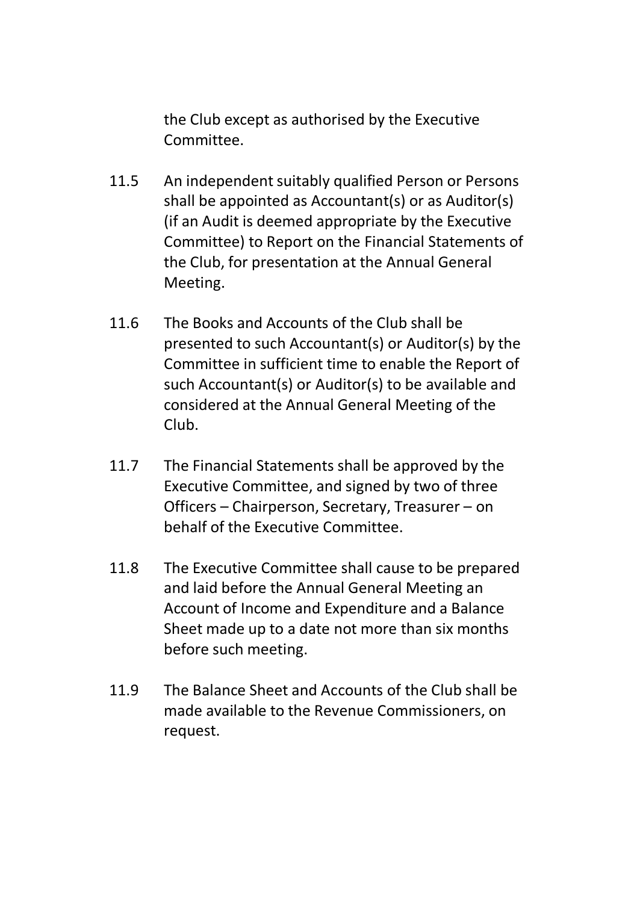the Club except as authorised by the Executive Committee.

11.5 An independent suitably qualified Person or Persons shall be appointed as Accountant(s) or as Auditor(s) (if an Audit is deemed appropriate by the Executive Committee) to Report on the Financial Statements of the Club, for presentation at the Annual General Meeting.

11.6 The Books and Accounts of the Club shall be presented to such Accountant(s) or Auditor(s) by the Committee in sufficient time to enable the Report of such Accountant(s) or Auditor(s) to be available and considered at the Annual General Meeting of the Club.

11.7 The Financial Statements shall be approved by the Executive Committee, and signed by two of three Officers – Chairperson, Secretary, Treasurer – on behalf of the Executive Committee.

11.8 The Executive Committee shall cause to be prepared and laid before the Annual General Meeting an Account of Income and Expenditure and a Balance Sheet made up to a date not more than six months before such meeting.

11.9 The Balance Sheet and Accounts of the Club shall be made available to the Revenue Commissioners, on request.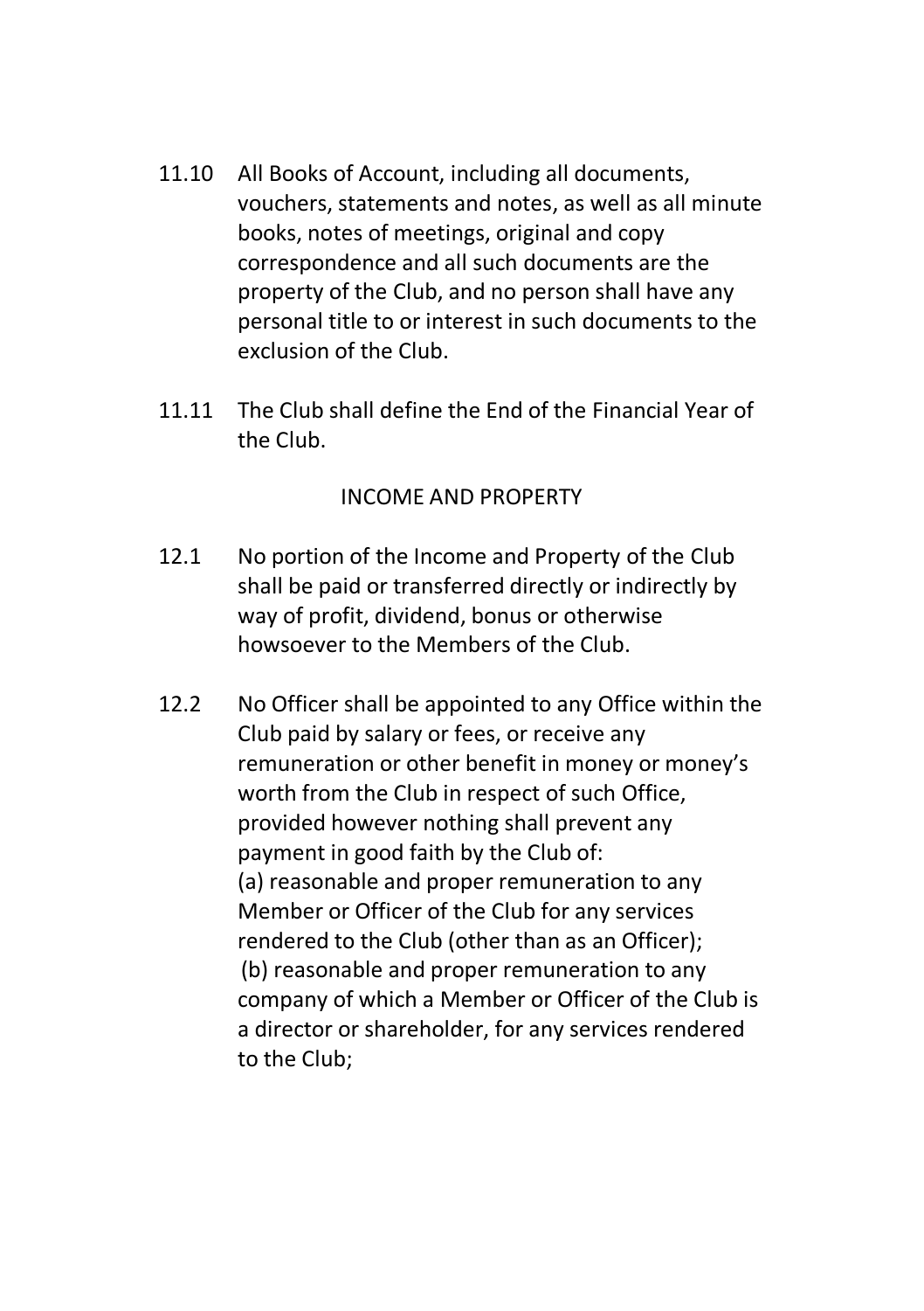11.10 All Books of Account, including all documents, vouchers, statements and notes, as well as all minute books, notes of meetings, original and copy correspondence and all such documents are the property of the Club, and no person shall have any personal title to or interest in such documents to the exclusion of the Club.

11.11 The Club shall define the End of the Financial Year of the Club.

## INCOME AND PROPERTY

12.1 No portion of the Income and Property of the Club shall be paid or transferred directly or indirectly by way of profit, dividend, bonus or otherwise howsoever to the Members of the Club.

12.2 No Officer shall be appointed to any Office within the Club paid by salary or fees, or receive any remuneration or other benefit in money or money's worth from the Club in respect of such Office, provided however nothing shall prevent any payment in good faith by the Club of:
(a) reasonable and proper remuneration to any Member or Officer of the Club for any services rendered to the Club (other than as an Officer);
(b) reasonable and proper remuneration to any company of which a Member or Officer of the Club is a director or shareholder, for any services rendered to the Club;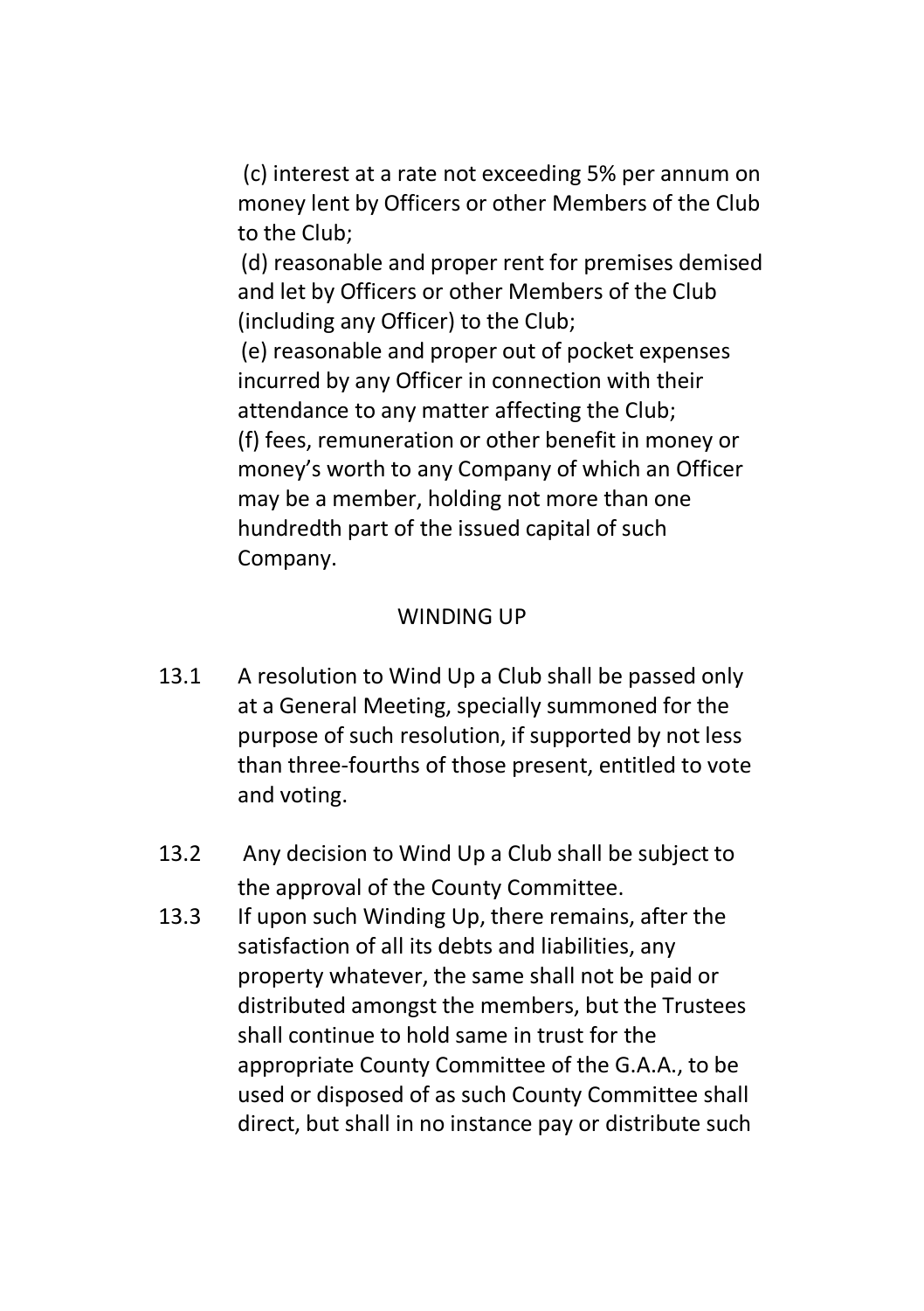(c) interest at a rate not exceeding 5% per annum on money lent by Officers or other Members of the Club to the Club;

(d) reasonable and proper rent for premises demised and let by Officers or other Members of the Club (including any Officer) to the Club;

(e) reasonable and proper out of pocket expenses incurred by any Officer in connection with their attendance to any matter affecting the Club;

(f) fees, remuneration or other benefit in money or money's worth to any Company of which an Officer may be a member, holding not more than one hundredth part of the issued capital of such Company.

## WINDING UP

13.1 A resolution to Wind Up a Club shall be passed only at a General Meeting, specially summoned for the purpose of such resolution, if supported by not less than three-fourths of those present, entitled to vote and voting.

13.2 Any decision to Wind Up a Club shall be subject to the approval of the County Committee.

13.3 If upon such Winding Up, there remains, after the satisfaction of all its debts and liabilities, any property whatever, the same shall not be paid or distributed amongst the members, but the Trustees shall continue to hold same in trust for the appropriate County Committee of the G.A.A., to be used or disposed of as such County Committee shall direct, but shall in no instance pay or distribute such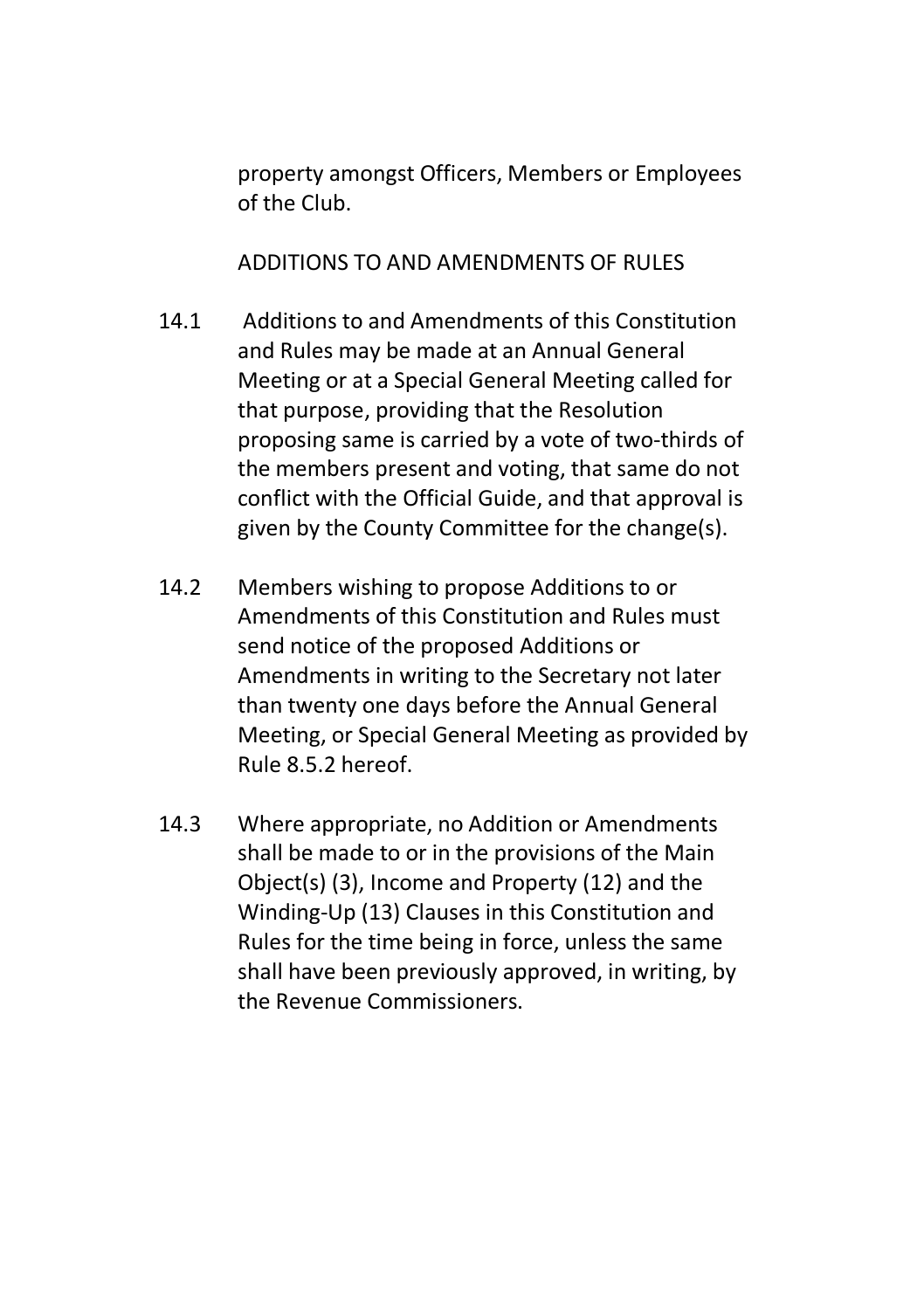property amongst Officers, Members or Employees of the Club.

## ADDITIONS TO AND AMENDMENTS OF RULES

14.1 Additions to and Amendments of this Constitution and Rules may be made at an Annual General Meeting or at a Special General Meeting called for that purpose, providing that the Resolution proposing same is carried by a vote of two-thirds of the members present and voting, that same do not conflict with the Official Guide, and that approval is given by the County Committee for the change(s).

14.2 Members wishing to propose Additions to or Amendments of this Constitution and Rules must send notice of the proposed Additions or Amendments in writing to the Secretary not later than twenty one days before the Annual General Meeting, or Special General Meeting as provided by Rule 8.5.2 hereof.

14.3 Where appropriate, no Addition or Amendments shall be made to or in the provisions of the Main Object(s) (3), Income and Property (12) and the Winding-Up (13) Clauses in this Constitution and Rules for the time being in force, unless the same shall have been previously approved, in writing, by the Revenue Commissioners.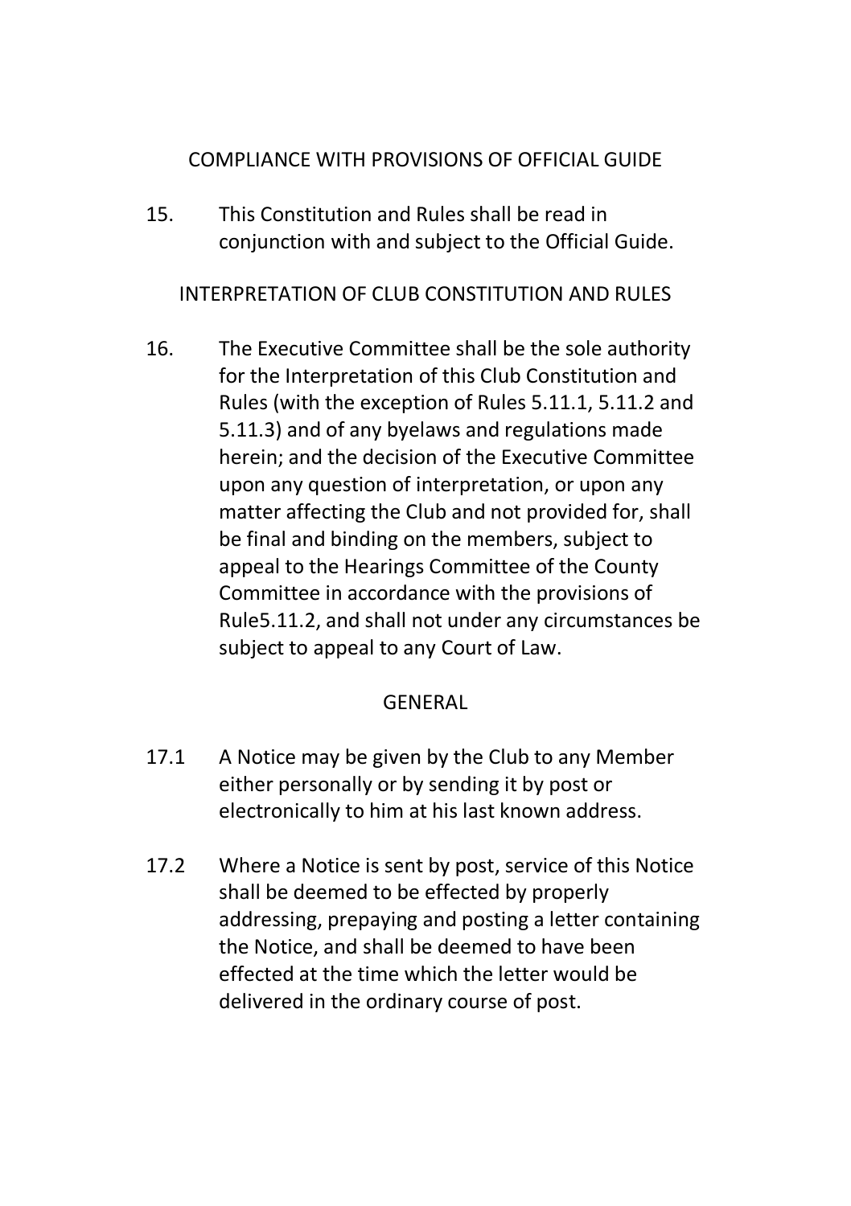## COMPLIANCE WITH PROVISIONS OF OFFICIAL GUIDE

15. This Constitution and Rules shall be read in conjunction with and subject to the Official Guide.

## INTERPRETATION OF CLUB CONSTITUTION AND RULES

16. The Executive Committee shall be the sole authority for the Interpretation of this Club Constitution and Rules (with the exception of Rules 5.11.1, 5.11.2 and 5.11.3) and of any byelaws and regulations made herein; and the decision of the Executive Committee upon any question of interpretation, or upon any matter affecting the Club and not provided for, shall be final and binding on the members, subject to appeal to the Hearings Committee of the County Committee in accordance with the provisions of Rule5.11.2, and shall not under any circumstances be subject to appeal to any Court of Law.

## GENERAL

17.1 A Notice may be given by the Club to any Member either personally or by sending it by post or electronically to him at his last known address.

17.2 Where a Notice is sent by post, service of this Notice shall be deemed to be effected by properly addressing, prepaying and posting a letter containing the Notice, and shall be deemed to have been effected at the time which the letter would be delivered in the ordinary course of post.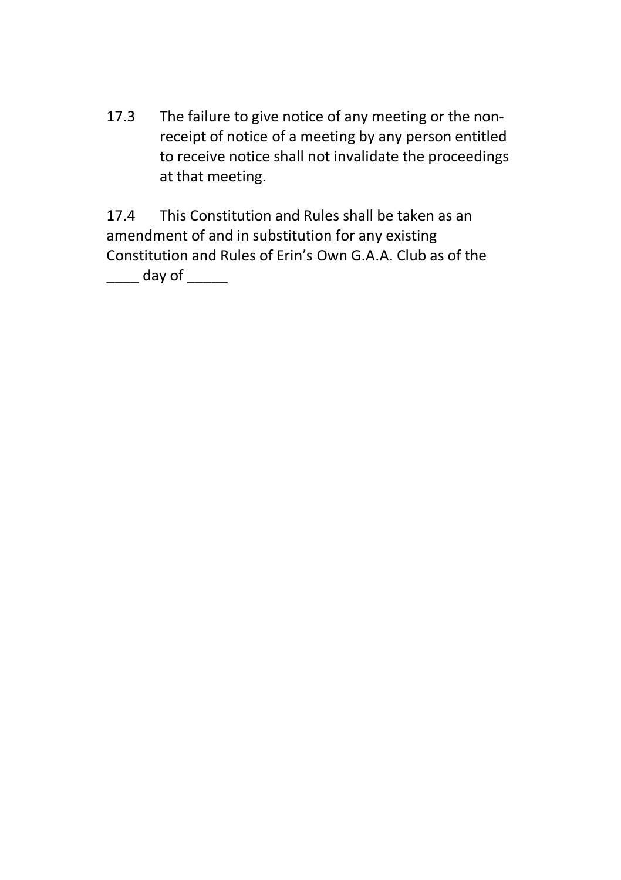17.3 The failure to give notice of any meeting or the non-receipt of notice of a meeting by any person entitled to receive notice shall not invalidate the proceedings at that meeting.

17.4 This Constitution and Rules shall be taken as an amendment of and in substitution for any existing Constitution and Rules of Erin's Own G.A.A. Club as of the ____ day of _____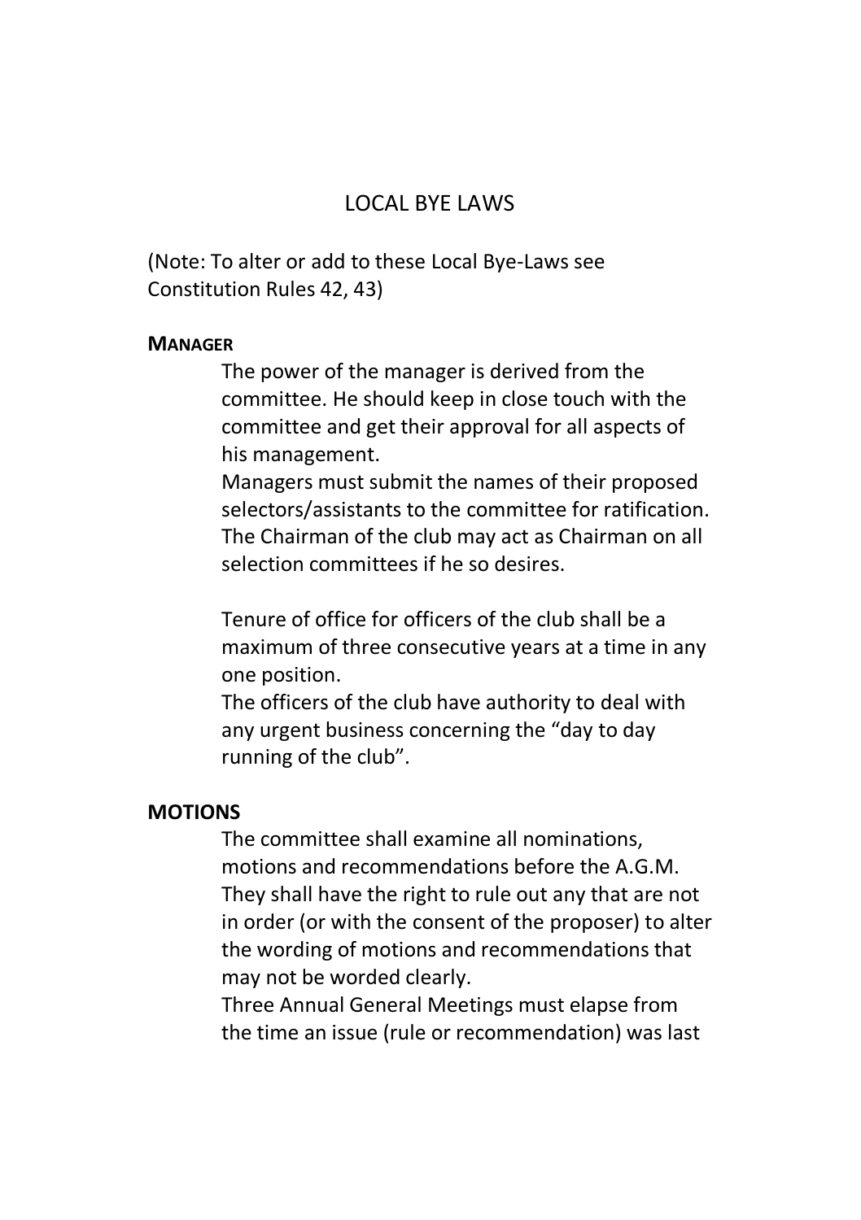# LOCAL BYE LAWS

(Note: To alter or add to these Local Bye-Laws see Constitution Rules 42, 43)

**MANAGER**

The power of the manager is derived from the committee. He should keep in close touch with the committee and get their approval for all aspects of his management.

Managers must submit the names of their proposed selectors/assistants to the committee for ratification. The Chairman of the club may act as Chairman on all selection committees if he so desires.

Tenure of office for officers of the club shall be a maximum of three consecutive years at a time in any one position.

The officers of the club have authority to deal with any urgent business concerning the "day to day running of the club".

**MOTIONS**

The committee shall examine all nominations, motions and recommendations before the A.G.M. They shall have the right to rule out any that are not in order (or with the consent of the proposer) to alter the wording of motions and recommendations that may not be worded clearly.

Three Annual General Meetings must elapse from the time an issue (rule or recommendation) was last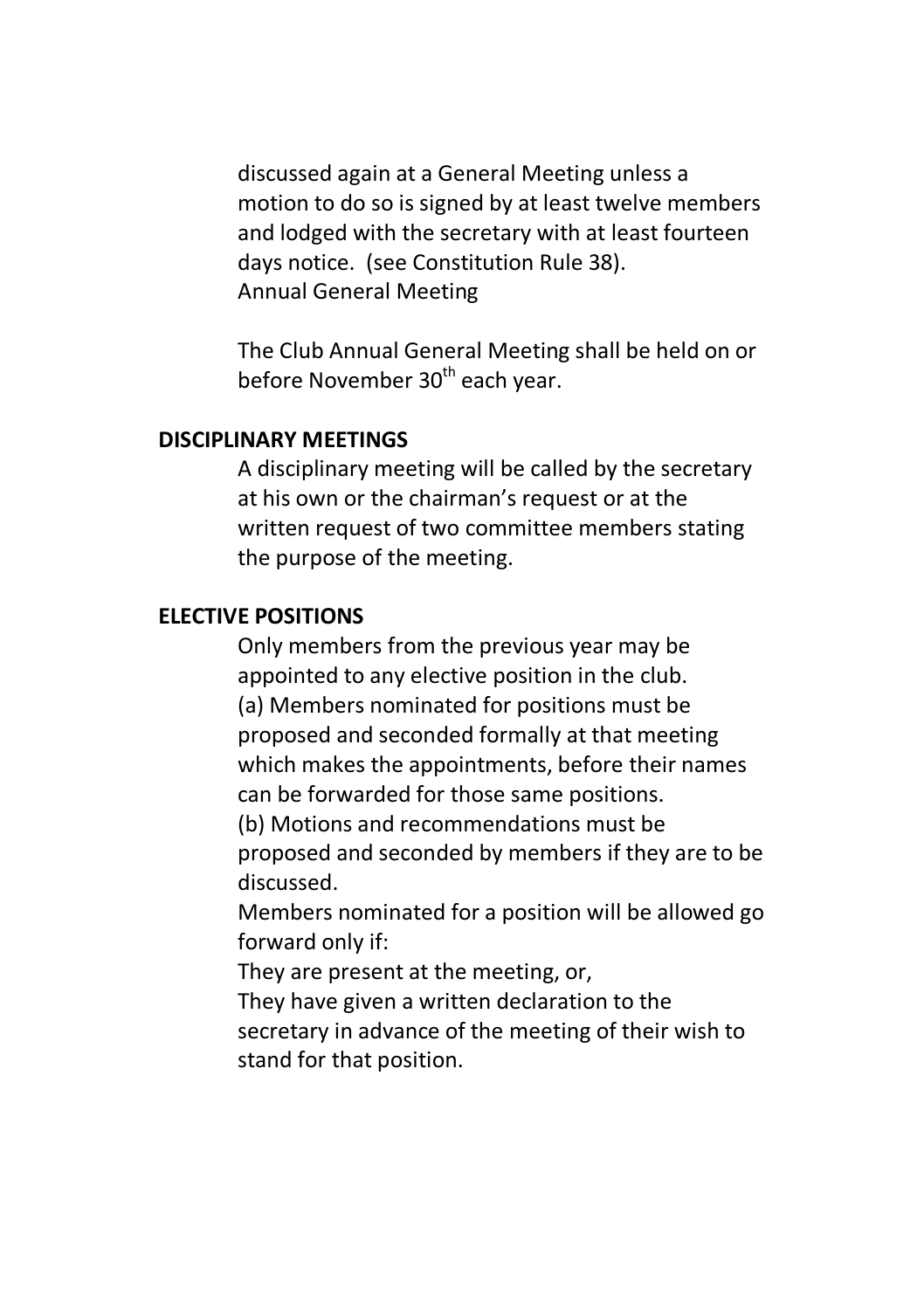discussed again at a General Meeting unless a motion to do so is signed by at least twelve members and lodged with the secretary with at least fourteen days notice. (see Constitution Rule 38).

Annual General Meeting

The Club Annual General Meeting shall be held on or before November 30th each year.

**DISCIPLINARY MEETINGS**

A disciplinary meeting will be called by the secretary at his own or the chairman's request or at the written request of two committee members stating the purpose of the meeting.

**ELECTIVE POSITIONS**

Only members from the previous year may be appointed to any elective position in the club.

(a) Members nominated for positions must be proposed and seconded formally at that meeting which makes the appointments, before their names can be forwarded for those same positions.

(b) Motions and recommendations must be proposed and seconded by members if they are to be discussed.

Members nominated for a position will be allowed go forward only if:

They are present at the meeting, or,

They have given a written declaration to the secretary in advance of the meeting of their wish to stand for that position.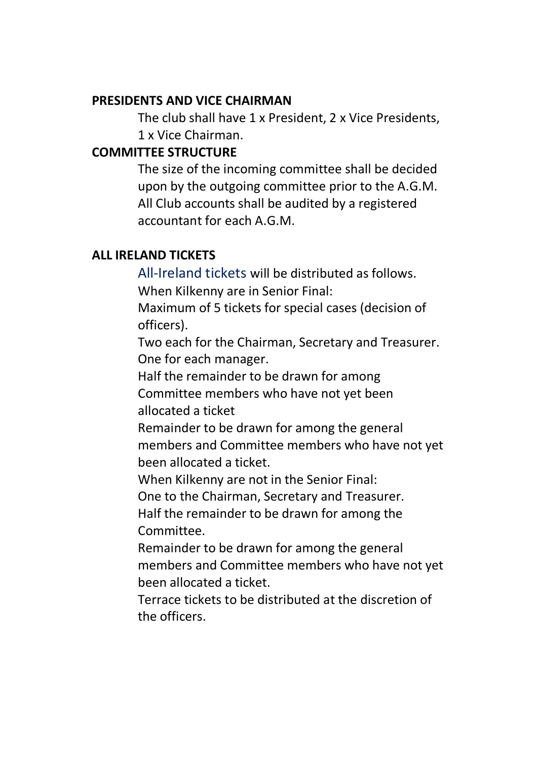**PRESIDENTS AND VICE CHAIRMAN**

The club shall have 1 x President, 2 x Vice Presidents, 1 x Vice Chairman.

**COMMITTEE STRUCTURE**

The size of the incoming committee shall be decided upon by the outgoing committee prior to the A.G.M. All Club accounts shall be audited by a registered accountant for each A.G.M.

**ALL IRELAND TICKETS**

All-Ireland tickets will be distributed as follows.
When Kilkenny are in Senior Final:
Maximum of 5 tickets for special cases (decision of officers).
Two each for the Chairman, Secretary and Treasurer.
One for each manager.
Half the remainder to be drawn for among Committee members who have not yet been allocated a ticket
Remainder to be drawn for among the general members and Committee members who have not yet been allocated a ticket.
When Kilkenny are not in the Senior Final:
One to the Chairman, Secretary and Treasurer.
Half the remainder to be drawn for among the Committee.
Remainder to be drawn for among the general members and Committee members who have not yet been allocated a ticket.
Terrace tickets to be distributed at the discretion of the officers.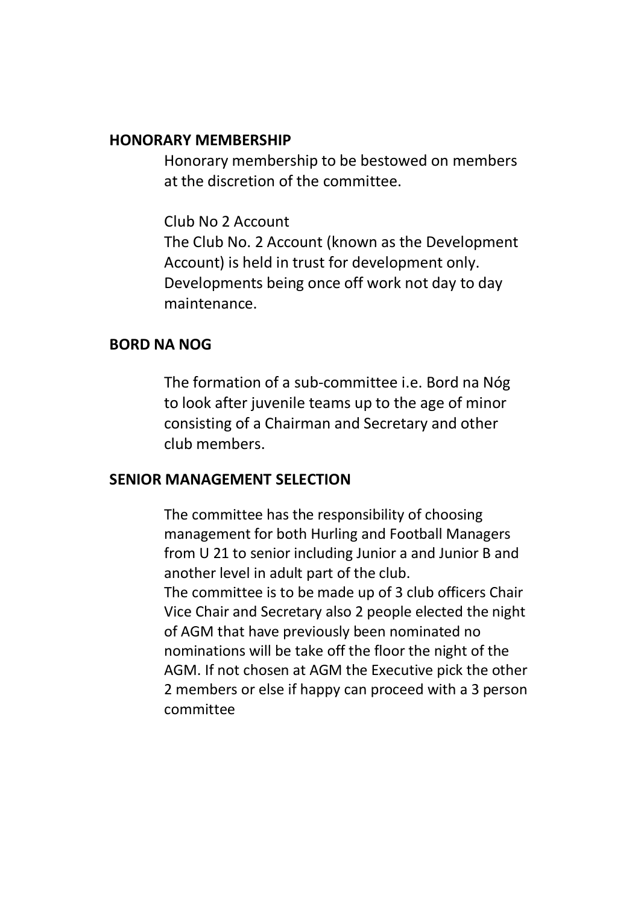**HONORARY MEMBERSHIP**

Honorary membership to be bestowed on members at the discretion of the committee.

Club No 2 Account

The Club No. 2 Account (known as the Development Account) is held in trust for development only. Developments being once off work not day to day maintenance.

**BORD NA NOG**

The formation of a sub-committee i.e. Bord na Nóg to look after juvenile teams up to the age of minor consisting of a Chairman and Secretary and other club members.

**SENIOR MANAGEMENT SELECTION**

The committee has the responsibility of choosing management for both Hurling and Football Managers from U 21 to senior including Junior a and Junior B and another level in adult part of the club.

The committee is to be made up of 3 club officers Chair Vice Chair and Secretary also 2 people elected the night of AGM that have previously been nominated no nominations will be take off the floor the night of the AGM. If not chosen at AGM the Executive pick the other 2 members or else if happy can proceed with a 3 person committee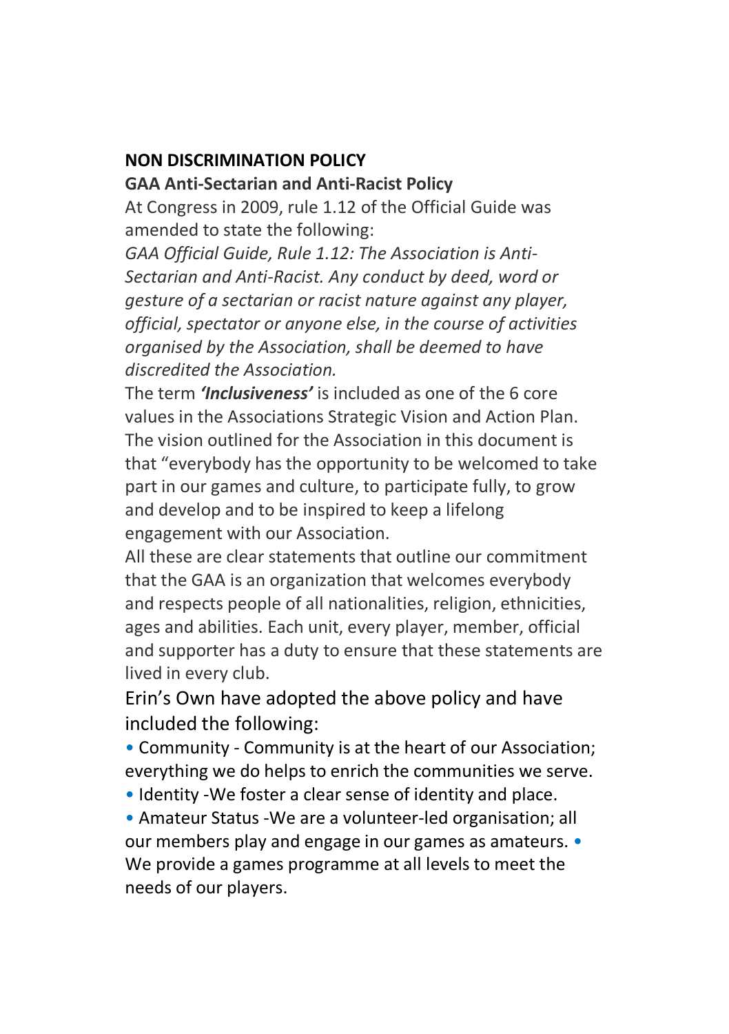## NON DISCRIMINATION POLICY

### GAA Anti-Sectarian and Anti-Racist Policy

At Congress in 2009, rule 1.12 of the Official Guide was amended to state the following:

*GAA Official Guide, Rule 1.12: The Association is Anti-Sectarian and Anti-Racist. Any conduct by deed, word or gesture of a sectarian or racist nature against any player, official, spectator or anyone else, in the course of activities organised by the Association, shall be deemed to have discredited the Association.*

The term ***'Inclusiveness'*** is included as one of the 6 core values in the Associations Strategic Vision and Action Plan. The vision outlined for the Association in this document is that "everybody has the opportunity to be welcomed to take part in our games and culture, to participate fully, to grow and develop and to be inspired to keep a lifelong engagement with our Association.

All these are clear statements that outline our commitment that the GAA is an organization that welcomes everybody and respects people of all nationalities, religion, ethnicities, ages and abilities. Each unit, every player, member, official and supporter has a duty to ensure that these statements are lived in every club.

Erin's Own have adopted the above policy and have included the following:

- Community - Community is at the heart of our Association; everything we do helps to enrich the communities we serve.
- Identity -We foster a clear sense of identity and place.
- Amateur Status -We are a volunteer-led organisation; all our members play and engage in our games as amateurs.
- We provide a games programme at all levels to meet the needs of our players.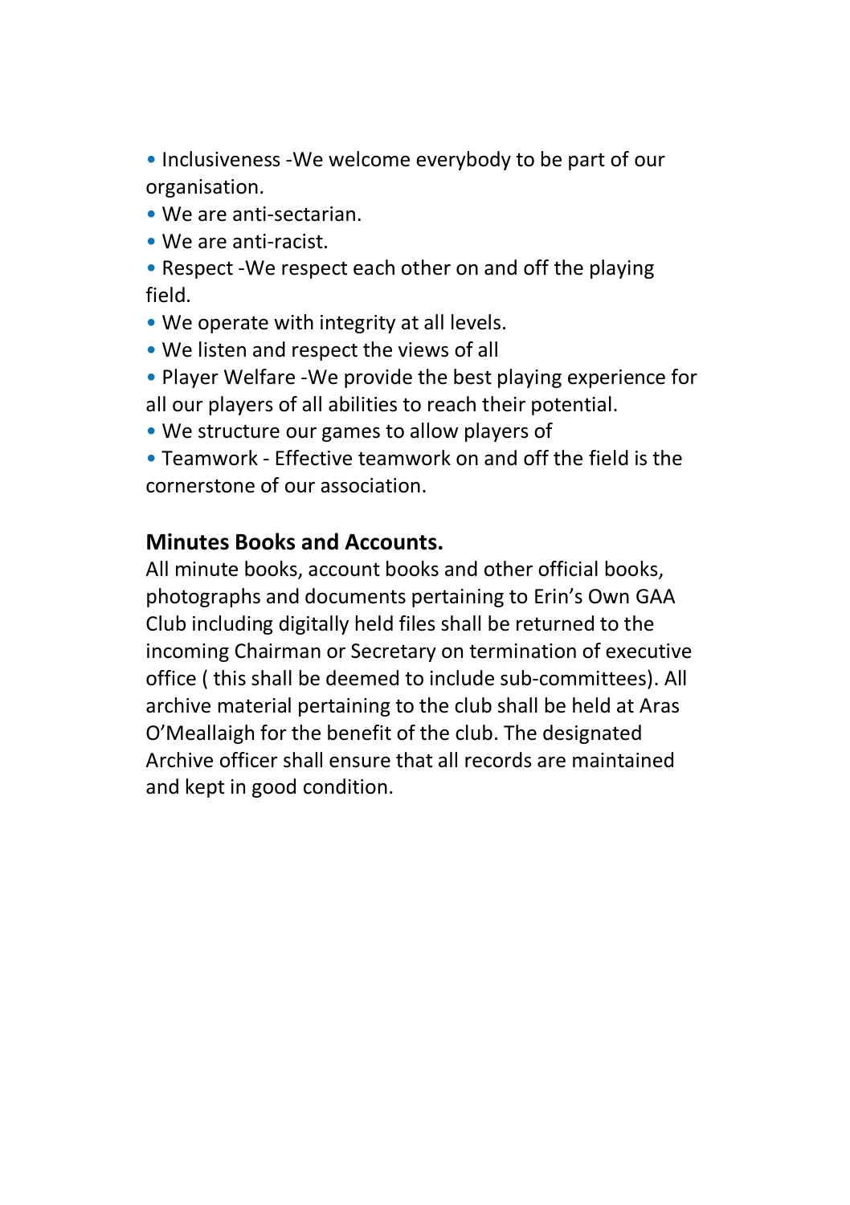- Inclusiveness -We welcome everybody to be part of our organisation.
- We are anti-sectarian.
- We are anti-racist.
- Respect -We respect each other on and off the playing field.
- We operate with integrity at all levels.
- We listen and respect the views of all
- Player Welfare -We provide the best playing experience for all our players of all abilities to reach their potential.
- We structure our games to allow players of
- Teamwork - Effective teamwork on and off the field is the cornerstone of our association.

## Minutes Books and Accounts.

All minute books, account books and other official books, photographs and documents pertaining to Erin's Own GAA Club including digitally held files shall be returned to the incoming Chairman or Secretary on termination of executive office ( this shall be deemed to include sub-committees). All archive material pertaining to the club shall be held at Aras O'Meallaigh for the benefit of the club. The designated Archive officer shall ensure that all records are maintained and kept in good condition.